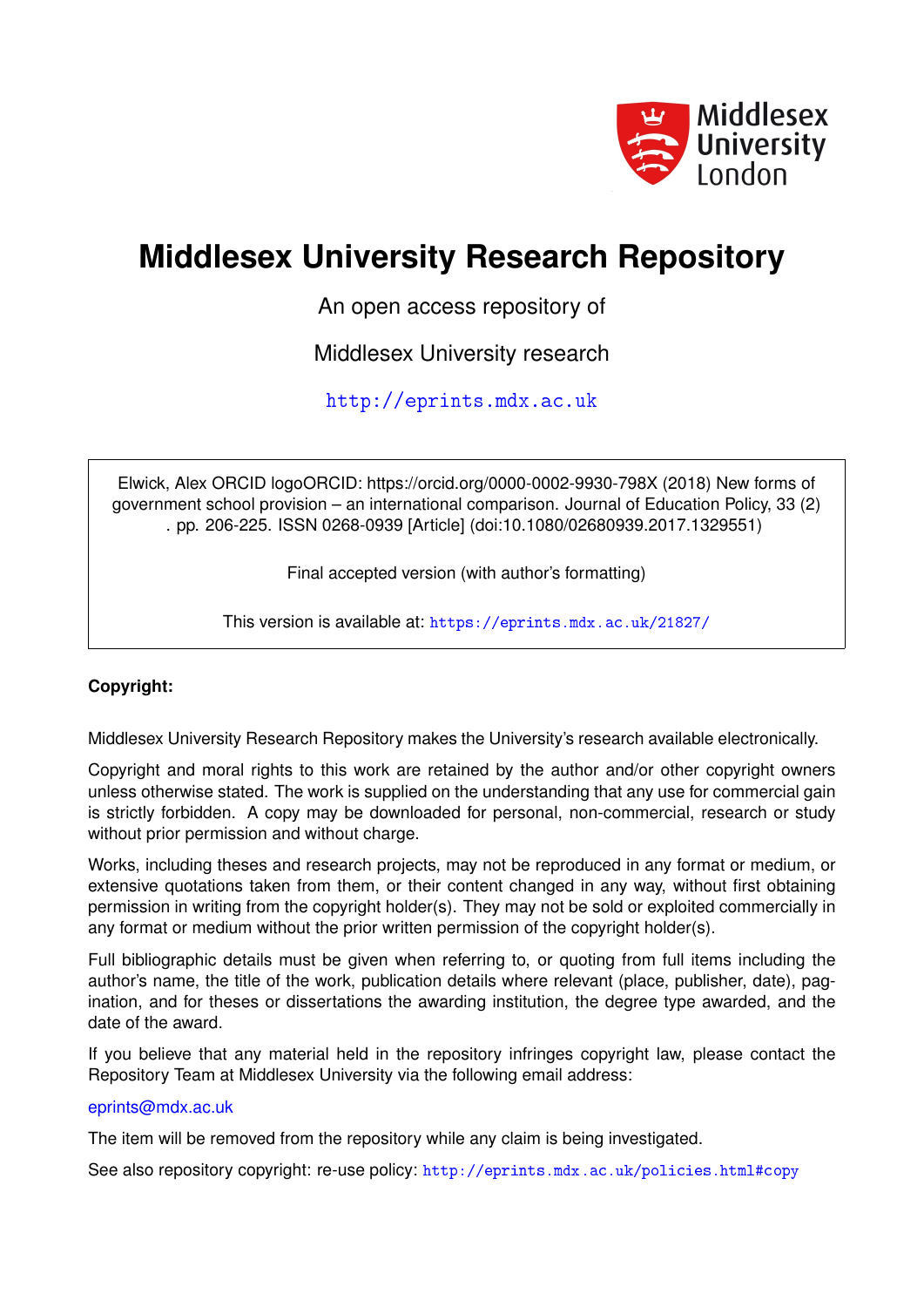Middlesex University London

# Middlesex University Research Repository

An open access repository of

Middlesex University research

http://eprints.mdx.ac.uk

Elwick, Alex ORCID logoORCID: https://orcid.org/0000-0002-9930-798X (2018) New forms of government school provision – an international comparison. Journal of Education Policy, 33 (2) . pp. 206-225. ISSN 0268-0939 [Article] (doi:10.1080/02680939.2017.1329551)

Final accepted version (with author's formatting)

This version is available at: https://eprints.mdx.ac.uk/21827/

**Copyright:**

Middlesex University Research Repository makes the University's research available electronically.

Copyright and moral rights to this work are retained by the author and/or other copyright owners unless otherwise stated. The work is supplied on the understanding that any use for commercial gain is strictly forbidden. A copy may be downloaded for personal, non-commercial, research or study without prior permission and without charge.

Works, including theses and research projects, may not be reproduced in any format or medium, or extensive quotations taken from them, or their content changed in any way, without first obtaining permission in writing from the copyright holder(s). They may not be sold or exploited commercially in any format or medium without the prior written permission of the copyright holder(s).

Full bibliographic details must be given when referring to, or quoting from full items including the author's name, the title of the work, publication details where relevant (place, publisher, date), pagination, and for theses or dissertations the awarding institution, the degree type awarded, and the date of the award.

If you believe that any material held in the repository infringes copyright law, please contact the Repository Team at Middlesex University via the following email address:

eprints@mdx.ac.uk

The item will be removed from the repository while any claim is being investigated.

See also repository copyright: re-use policy: http://eprints.mdx.ac.uk/policies.html#copy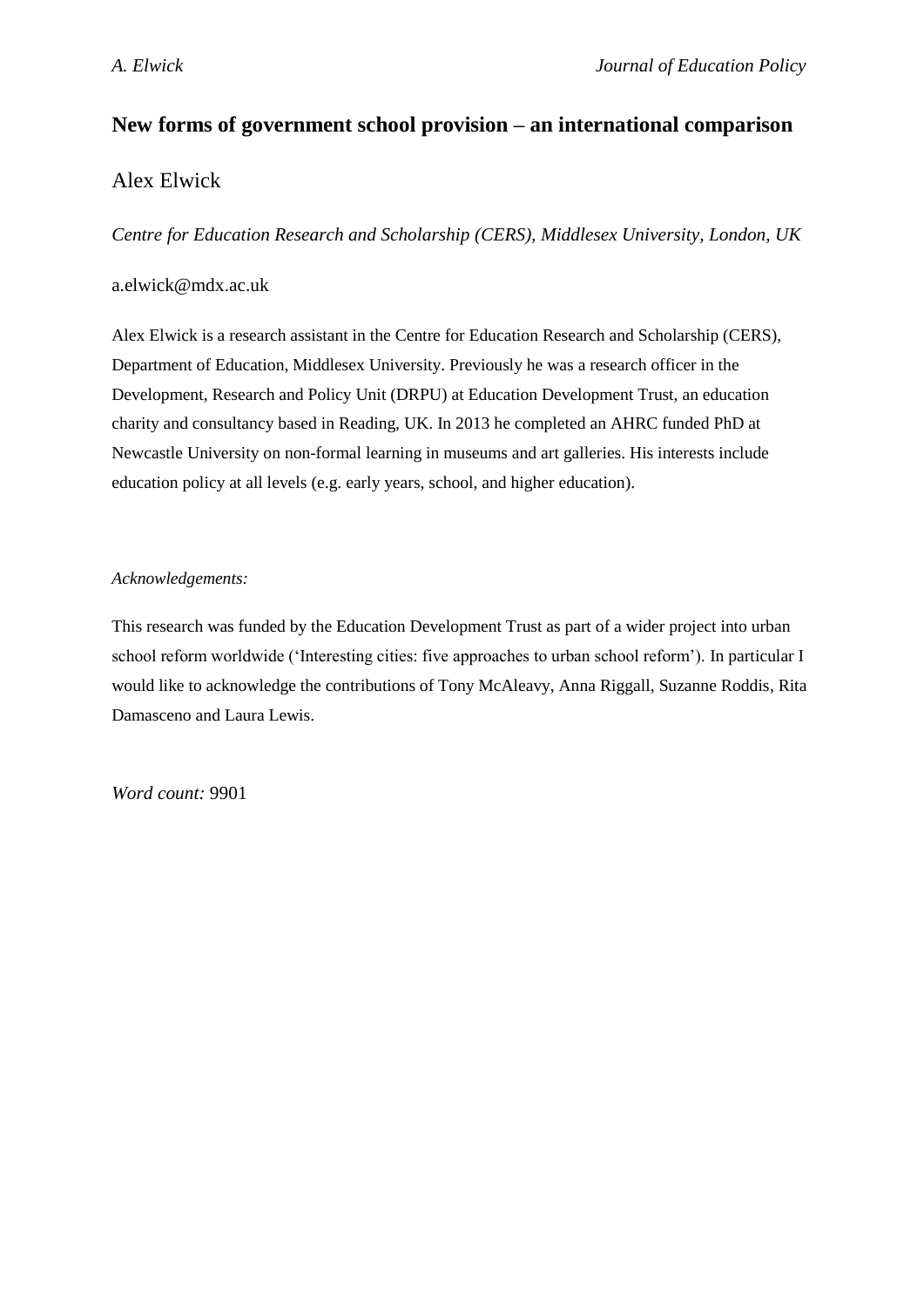# New forms of government school provision – an international comparison

Alex Elwick

*Centre for Education Research and Scholarship (CERS), Middlesex University, London, UK*

a.elwick@mdx.ac.uk

Alex Elwick is a research assistant in the Centre for Education Research and Scholarship (CERS), Department of Education, Middlesex University. Previously he was a research officer in the Development, Research and Policy Unit (DRPU) at Education Development Trust, an education charity and consultancy based in Reading, UK. In 2013 he completed an AHRC funded PhD at Newcastle University on non-formal learning in museums and art galleries. His interests include education policy at all levels (e.g. early years, school, and higher education).

*Acknowledgements:*

This research was funded by the Education Development Trust as part of a wider project into urban school reform worldwide ('Interesting cities: five approaches to urban school reform'). In particular I would like to acknowledge the contributions of Tony McAleavy, Anna Riggall, Suzanne Roddis, Rita Damasceno and Laura Lewis.

*Word count:* 9901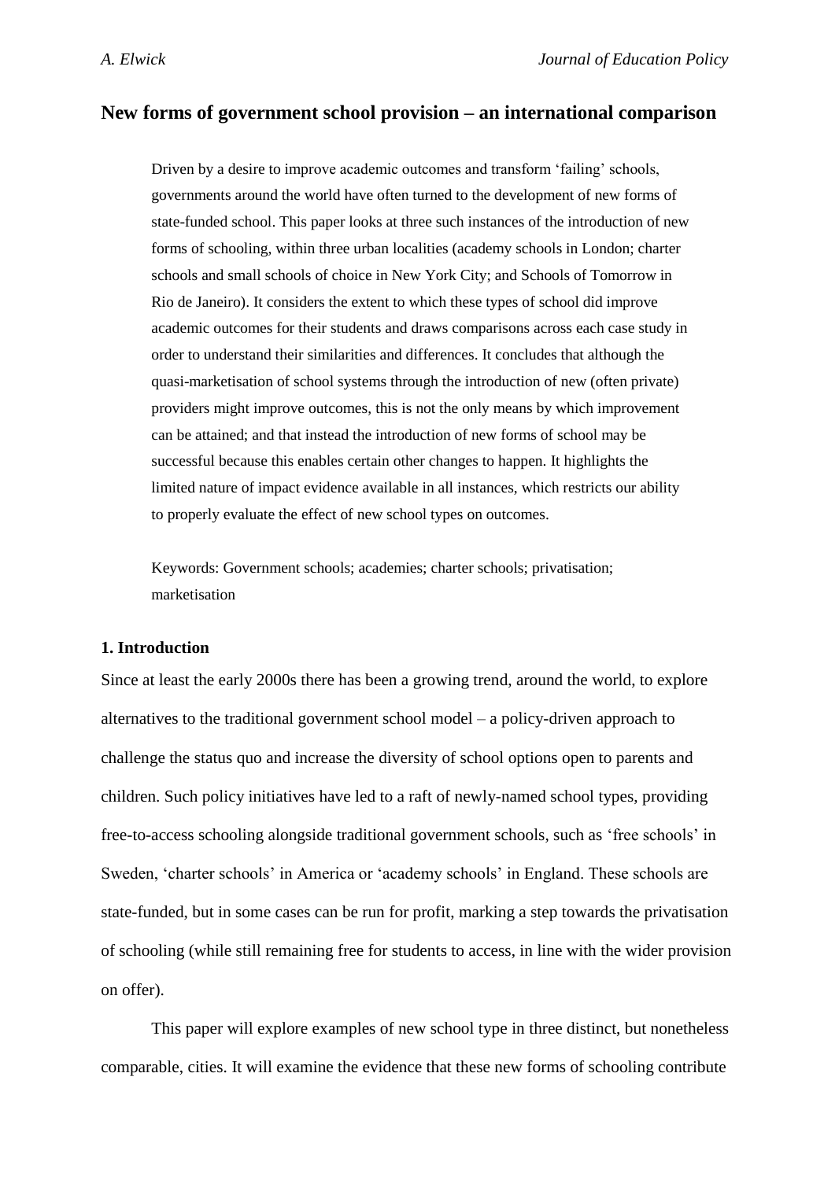## New forms of government school provision – an international comparison

> Driven by a desire to improve academic outcomes and transform 'failing' schools, governments around the world have often turned to the development of new forms of state-funded school. This paper looks at three such instances of the introduction of new forms of schooling, within three urban localities (academy schools in London; charter schools and small schools of choice in New York City; and Schools of Tomorrow in Rio de Janeiro). It considers the extent to which these types of school did improve academic outcomes for their students and draws comparisons across each case study in order to understand their similarities and differences. It concludes that although the quasi-marketisation of school systems through the introduction of new (often private) providers might improve outcomes, this is not the only means by which improvement can be attained; and that instead the introduction of new forms of school may be successful because this enables certain other changes to happen. It highlights the limited nature of impact evidence available in all instances, which restricts our ability to properly evaluate the effect of new school types on outcomes.
>
> Keywords: Government schools; academies; charter schools; privatisation; marketisation

### 1. Introduction

Since at least the early 2000s there has been a growing trend, around the world, to explore alternatives to the traditional government school model – a policy-driven approach to challenge the status quo and increase the diversity of school options open to parents and children. Such policy initiatives have led to a raft of newly-named school types, providing free-to-access schooling alongside traditional government schools, such as 'free schools' in Sweden, 'charter schools' in America or 'academy schools' in England. These schools are state-funded, but in some cases can be run for profit, marking a step towards the privatisation of schooling (while still remaining free for students to access, in line with the wider provision on offer).

This paper will explore examples of new school type in three distinct, but nonetheless comparable, cities. It will examine the evidence that these new forms of schooling contribute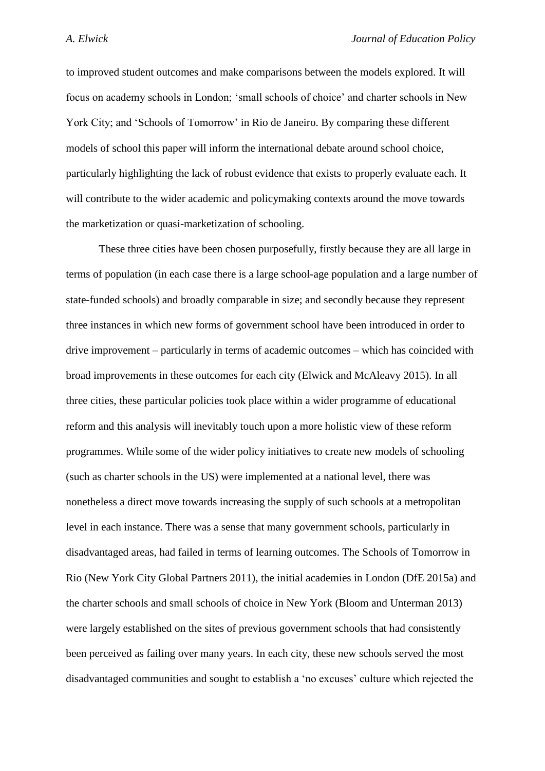to improved student outcomes and make comparisons between the models explored. It will focus on academy schools in London; 'small schools of choice' and charter schools in New York City; and 'Schools of Tomorrow' in Rio de Janeiro. By comparing these different models of school this paper will inform the international debate around school choice, particularly highlighting the lack of robust evidence that exists to properly evaluate each. It will contribute to the wider academic and policymaking contexts around the move towards the marketization or quasi-marketization of schooling.

These three cities have been chosen purposefully, firstly because they are all large in terms of population (in each case there is a large school-age population and a large number of state-funded schools) and broadly comparable in size; and secondly because they represent three instances in which new forms of government school have been introduced in order to drive improvement – particularly in terms of academic outcomes – which has coincided with broad improvements in these outcomes for each city (Elwick and McAleavy 2015). In all three cities, these particular policies took place within a wider programme of educational reform and this analysis will inevitably touch upon a more holistic view of these reform programmes. While some of the wider policy initiatives to create new models of schooling (such as charter schools in the US) were implemented at a national level, there was nonetheless a direct move towards increasing the supply of such schools at a metropolitan level in each instance. There was a sense that many government schools, particularly in disadvantaged areas, had failed in terms of learning outcomes. The Schools of Tomorrow in Rio (New York City Global Partners 2011), the initial academies in London (DfE 2015a) and the charter schools and small schools of choice in New York (Bloom and Unterman 2013) were largely established on the sites of previous government schools that had consistently been perceived as failing over many years. In each city, these new schools served the most disadvantaged communities and sought to establish a 'no excuses' culture which rejected the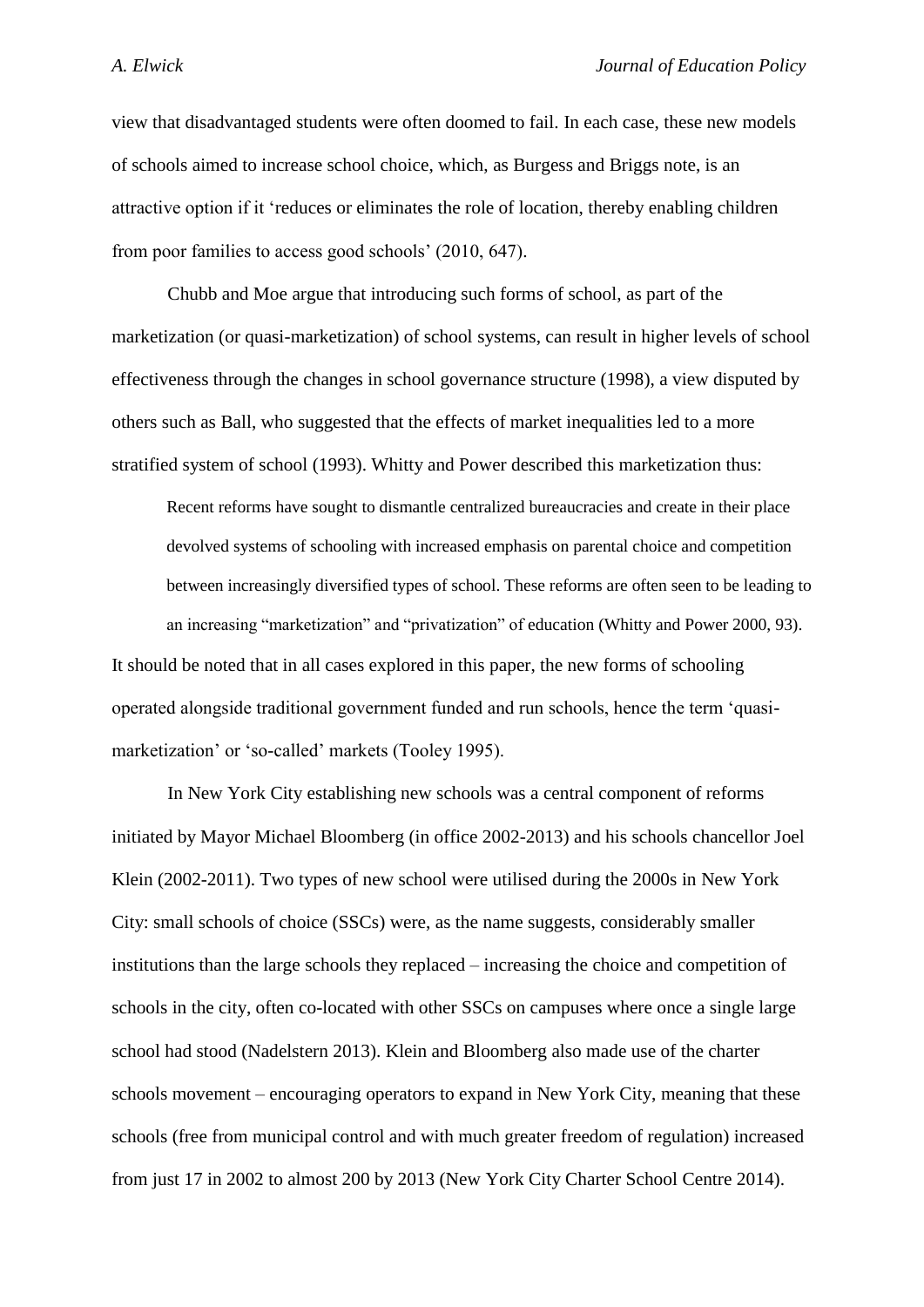view that disadvantaged students were often doomed to fail. In each case, these new models of schools aimed to increase school choice, which, as Burgess and Briggs note, is an attractive option if it 'reduces or eliminates the role of location, thereby enabling children from poor families to access good schools' (2010, 647).

Chubb and Moe argue that introducing such forms of school, as part of the marketization (or quasi-marketization) of school systems, can result in higher levels of school effectiveness through the changes in school governance structure (1998), a view disputed by others such as Ball, who suggested that the effects of market inequalities led to a more stratified system of school (1993). Whitty and Power described this marketization thus:

> Recent reforms have sought to dismantle centralized bureaucracies and create in their place devolved systems of schooling with increased emphasis on parental choice and competition between increasingly diversified types of school. These reforms are often seen to be leading to an increasing "marketization" and "privatization" of education (Whitty and Power 2000, 93).

It should be noted that in all cases explored in this paper, the new forms of schooling operated alongside traditional government funded and run schools, hence the term 'quasi-marketization' or 'so-called' markets (Tooley 1995).

In New York City establishing new schools was a central component of reforms initiated by Mayor Michael Bloomberg (in office 2002-2013) and his schools chancellor Joel Klein (2002-2011). Two types of new school were utilised during the 2000s in New York City: small schools of choice (SSCs) were, as the name suggests, considerably smaller institutions than the large schools they replaced – increasing the choice and competition of schools in the city, often co-located with other SSCs on campuses where once a single large school had stood (Nadelstern 2013). Klein and Bloomberg also made use of the charter schools movement – encouraging operators to expand in New York City, meaning that these schools (free from municipal control and with much greater freedom of regulation) increased from just 17 in 2002 to almost 200 by 2013 (New York City Charter School Centre 2014).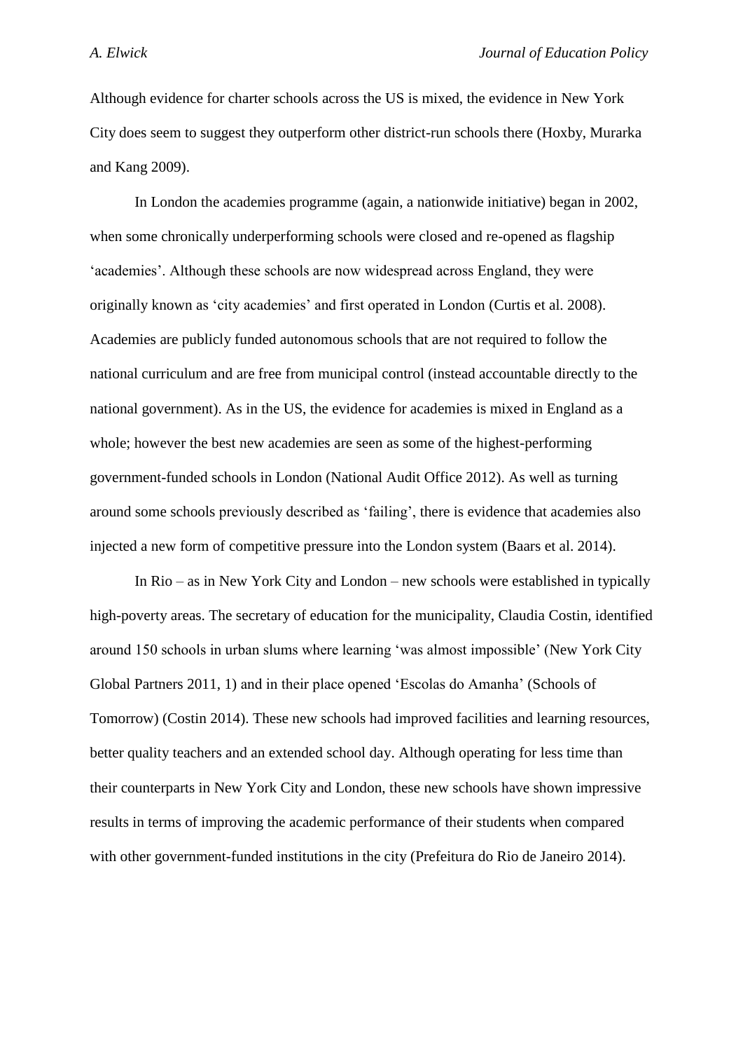Although evidence for charter schools across the US is mixed, the evidence in New York City does seem to suggest they outperform other district-run schools there (Hoxby, Murarka and Kang 2009).

In London the academies programme (again, a nationwide initiative) began in 2002, when some chronically underperforming schools were closed and re-opened as flagship 'academies'. Although these schools are now widespread across England, they were originally known as 'city academies' and first operated in London (Curtis et al. 2008). Academies are publicly funded autonomous schools that are not required to follow the national curriculum and are free from municipal control (instead accountable directly to the national government). As in the US, the evidence for academies is mixed in England as a whole; however the best new academies are seen as some of the highest-performing government-funded schools in London (National Audit Office 2012). As well as turning around some schools previously described as 'failing', there is evidence that academies also injected a new form of competitive pressure into the London system (Baars et al. 2014).

In Rio – as in New York City and London – new schools were established in typically high-poverty areas. The secretary of education for the municipality, Claudia Costin, identified around 150 schools in urban slums where learning 'was almost impossible' (New York City Global Partners 2011, 1) and in their place opened 'Escolas do Amanha' (Schools of Tomorrow) (Costin 2014). These new schools had improved facilities and learning resources, better quality teachers and an extended school day. Although operating for less time than their counterparts in New York City and London, these new schools have shown impressive results in terms of improving the academic performance of their students when compared with other government-funded institutions in the city (Prefeitura do Rio de Janeiro 2014).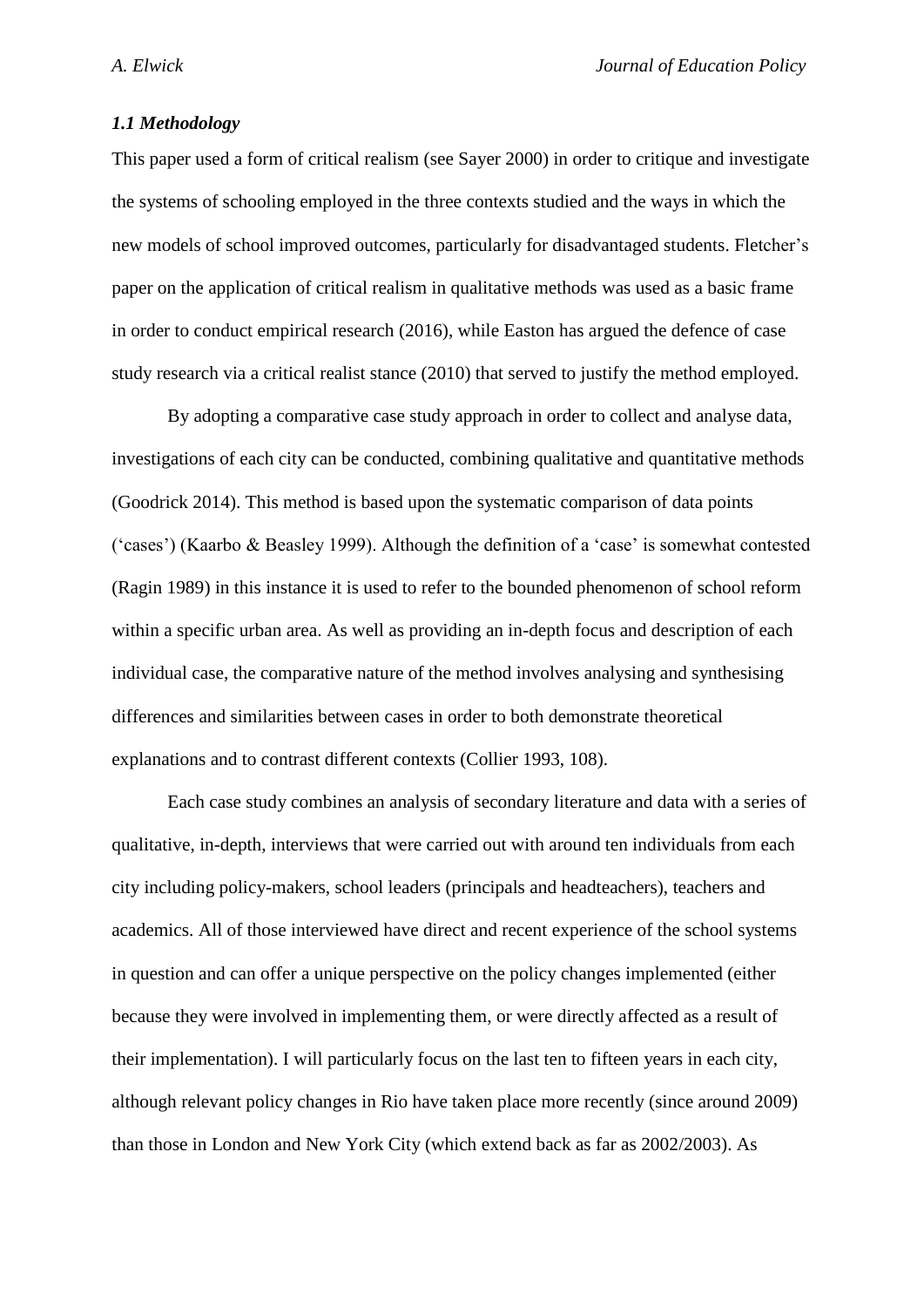### *1.1 Methodology*

This paper used a form of critical realism (see Sayer 2000) in order to critique and investigate the systems of schooling employed in the three contexts studied and the ways in which the new models of school improved outcomes, particularly for disadvantaged students. Fletcher's paper on the application of critical realism in qualitative methods was used as a basic frame in order to conduct empirical research (2016), while Easton has argued the defence of case study research via a critical realist stance (2010) that served to justify the method employed.

By adopting a comparative case study approach in order to collect and analyse data, investigations of each city can be conducted, combining qualitative and quantitative methods (Goodrick 2014). This method is based upon the systematic comparison of data points ('cases') (Kaarbo & Beasley 1999). Although the definition of a 'case' is somewhat contested (Ragin 1989) in this instance it is used to refer to the bounded phenomenon of school reform within a specific urban area. As well as providing an in-depth focus and description of each individual case, the comparative nature of the method involves analysing and synthesising differences and similarities between cases in order to both demonstrate theoretical explanations and to contrast different contexts (Collier 1993, 108).

Each case study combines an analysis of secondary literature and data with a series of qualitative, in-depth, interviews that were carried out with around ten individuals from each city including policy-makers, school leaders (principals and headteachers), teachers and academics. All of those interviewed have direct and recent experience of the school systems in question and can offer a unique perspective on the policy changes implemented (either because they were involved in implementing them, or were directly affected as a result of their implementation). I will particularly focus on the last ten to fifteen years in each city, although relevant policy changes in Rio have taken place more recently (since around 2009) than those in London and New York City (which extend back as far as 2002/2003). As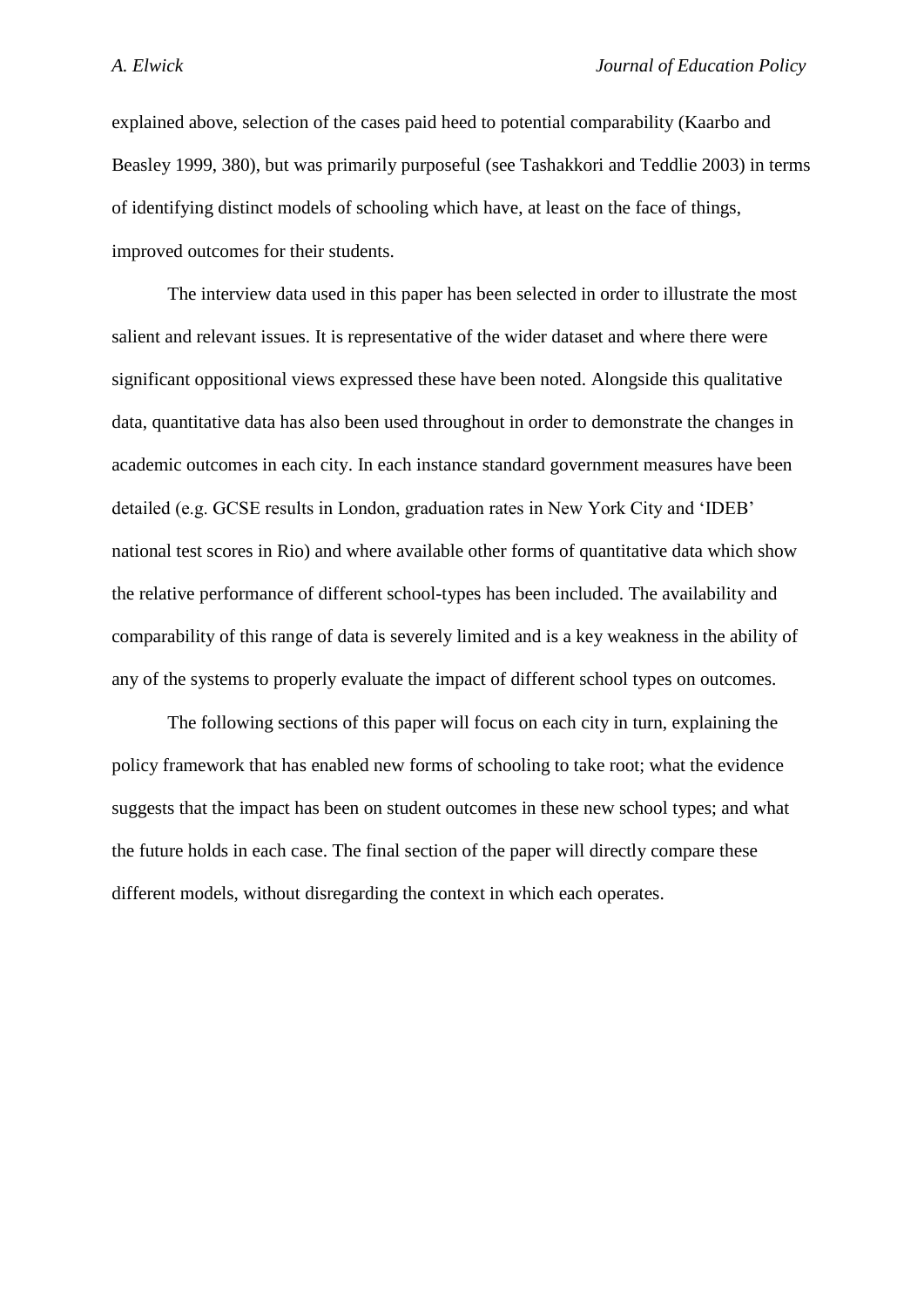explained above, selection of the cases paid heed to potential comparability (Kaarbo and Beasley 1999, 380), but was primarily purposeful (see Tashakkori and Teddlie 2003) in terms of identifying distinct models of schooling which have, at least on the face of things, improved outcomes for their students.

The interview data used in this paper has been selected in order to illustrate the most salient and relevant issues. It is representative of the wider dataset and where there were significant oppositional views expressed these have been noted. Alongside this qualitative data, quantitative data has also been used throughout in order to demonstrate the changes in academic outcomes in each city. In each instance standard government measures have been detailed (e.g. GCSE results in London, graduation rates in New York City and 'IDEB' national test scores in Rio) and where available other forms of quantitative data which show the relative performance of different school-types has been included. The availability and comparability of this range of data is severely limited and is a key weakness in the ability of any of the systems to properly evaluate the impact of different school types on outcomes.

The following sections of this paper will focus on each city in turn, explaining the policy framework that has enabled new forms of schooling to take root; what the evidence suggests that the impact has been on student outcomes in these new school types; and what the future holds in each case. The final section of the paper will directly compare these different models, without disregarding the context in which each operates.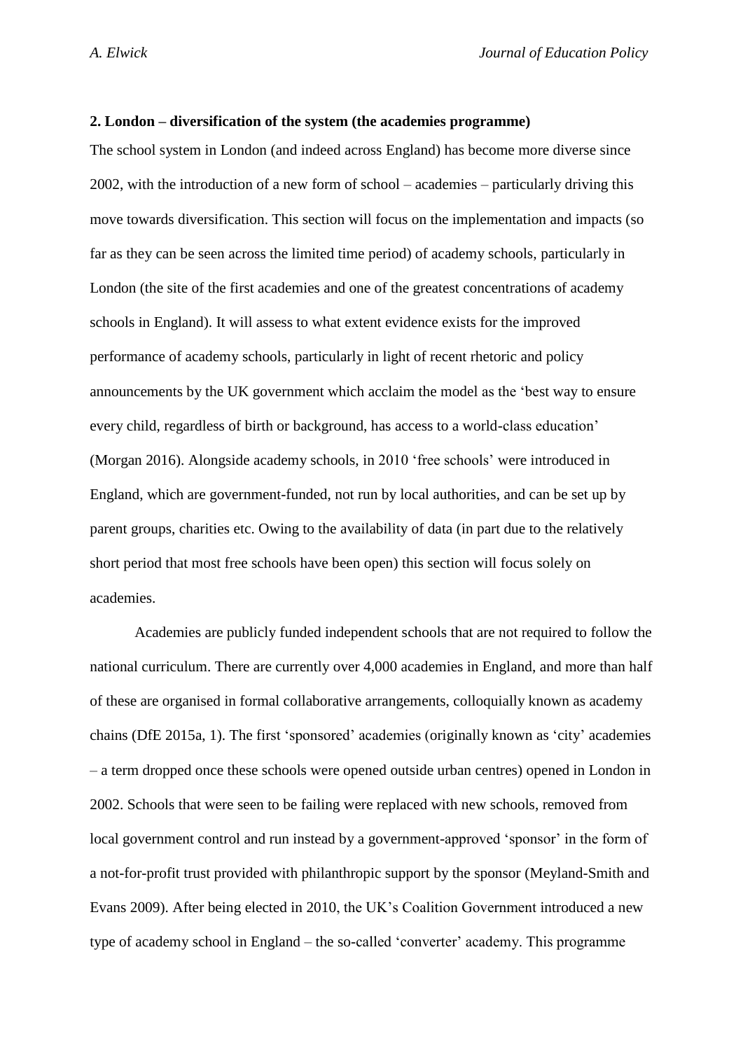**2. London – diversification of the system (the academies programme)**

The school system in London (and indeed across England) has become more diverse since 2002, with the introduction of a new form of school – academies – particularly driving this move towards diversification. This section will focus on the implementation and impacts (so far as they can be seen across the limited time period) of academy schools, particularly in London (the site of the first academies and one of the greatest concentrations of academy schools in England). It will assess to what extent evidence exists for the improved performance of academy schools, particularly in light of recent rhetoric and policy announcements by the UK government which acclaim the model as the 'best way to ensure every child, regardless of birth or background, has access to a world-class education' (Morgan 2016). Alongside academy schools, in 2010 'free schools' were introduced in England, which are government-funded, not run by local authorities, and can be set up by parent groups, charities etc. Owing to the availability of data (in part due to the relatively short period that most free schools have been open) this section will focus solely on academies.

Academies are publicly funded independent schools that are not required to follow the national curriculum. There are currently over 4,000 academies in England, and more than half of these are organised in formal collaborative arrangements, colloquially known as academy chains (DfE 2015a, 1). The first 'sponsored' academies (originally known as 'city' academies – a term dropped once these schools were opened outside urban centres) opened in London in 2002. Schools that were seen to be failing were replaced with new schools, removed from local government control and run instead by a government-approved 'sponsor' in the form of a not-for-profit trust provided with philanthropic support by the sponsor (Meyland-Smith and Evans 2009). After being elected in 2010, the UK's Coalition Government introduced a new type of academy school in England – the so-called 'converter' academy. This programme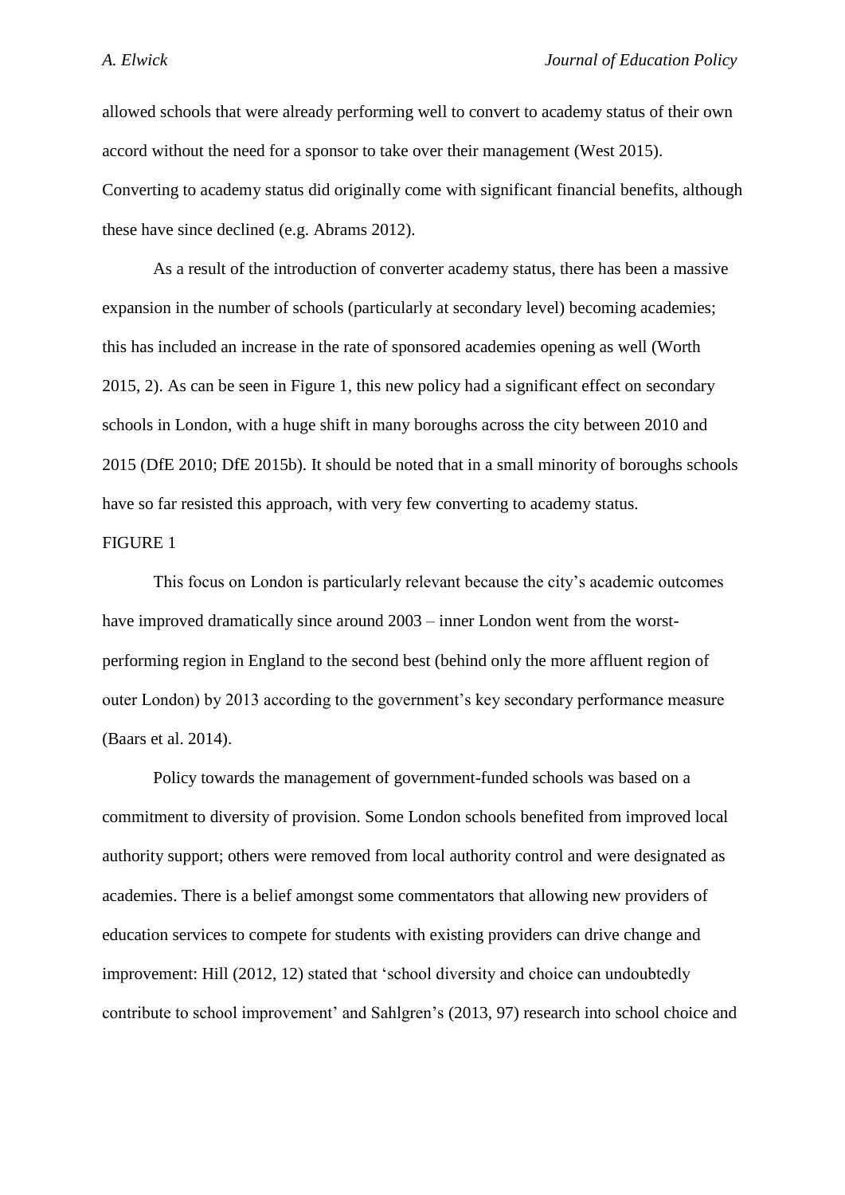allowed schools that were already performing well to convert to academy status of their own accord without the need for a sponsor to take over their management (West 2015). Converting to academy status did originally come with significant financial benefits, although these have since declined (e.g. Abrams 2012).

As a result of the introduction of converter academy status, there has been a massive expansion in the number of schools (particularly at secondary level) becoming academies; this has included an increase in the rate of sponsored academies opening as well (Worth 2015, 2). As can be seen in Figure 1, this new policy had a significant effect on secondary schools in London, with a huge shift in many boroughs across the city between 2010 and 2015 (DfE 2010; DfE 2015b). It should be noted that in a small minority of boroughs schools have so far resisted this approach, with very few converting to academy status.

FIGURE 1

This focus on London is particularly relevant because the city's academic outcomes have improved dramatically since around 2003 – inner London went from the worst-performing region in England to the second best (behind only the more affluent region of outer London) by 2013 according to the government's key secondary performance measure (Baars et al. 2014).

Policy towards the management of government-funded schools was based on a commitment to diversity of provision. Some London schools benefited from improved local authority support; others were removed from local authority control and were designated as academies. There is a belief amongst some commentators that allowing new providers of education services to compete for students with existing providers can drive change and improvement: Hill (2012, 12) stated that 'school diversity and choice can undoubtedly contribute to school improvement' and Sahlgren's (2013, 97) research into school choice and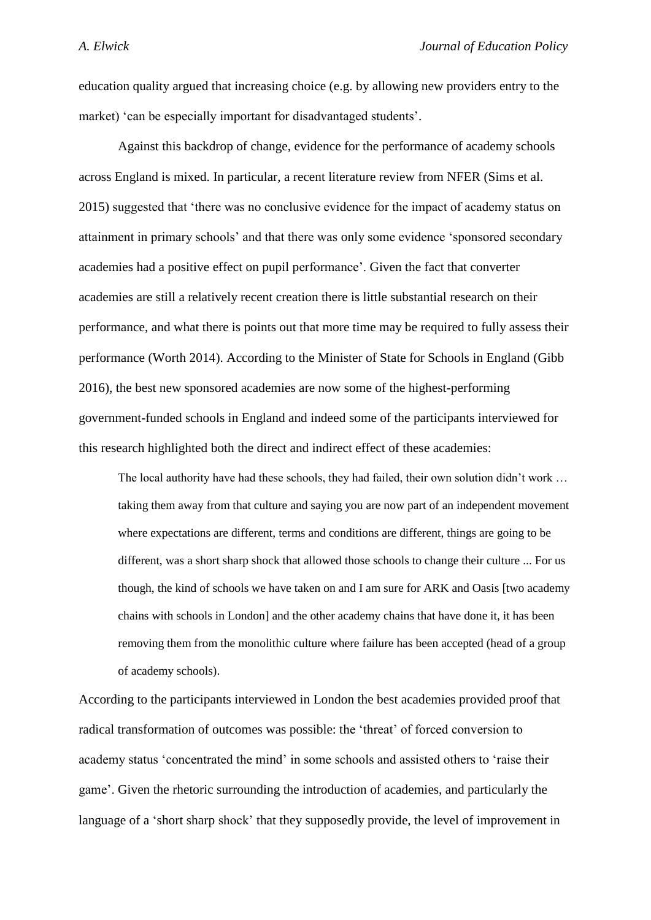education quality argued that increasing choice (e.g. by allowing new providers entry to the market) 'can be especially important for disadvantaged students'.

Against this backdrop of change, evidence for the performance of academy schools across England is mixed. In particular, a recent literature review from NFER (Sims et al. 2015) suggested that 'there was no conclusive evidence for the impact of academy status on attainment in primary schools' and that there was only some evidence 'sponsored secondary academies had a positive effect on pupil performance'. Given the fact that converter academies are still a relatively recent creation there is little substantial research on their performance, and what there is points out that more time may be required to fully assess their performance (Worth 2014). According to the Minister of State for Schools in England (Gibb 2016), the best new sponsored academies are now some of the highest-performing government-funded schools in England and indeed some of the participants interviewed for this research highlighted both the direct and indirect effect of these academies:

> The local authority have had these schools, they had failed, their own solution didn't work … taking them away from that culture and saying you are now part of an independent movement where expectations are different, terms and conditions are different, things are going to be different, was a short sharp shock that allowed those schools to change their culture ... For us though, the kind of schools we have taken on and I am sure for ARK and Oasis [two academy chains with schools in London] and the other academy chains that have done it, it has been removing them from the monolithic culture where failure has been accepted (head of a group of academy schools).

According to the participants interviewed in London the best academies provided proof that radical transformation of outcomes was possible: the 'threat' of forced conversion to academy status 'concentrated the mind' in some schools and assisted others to 'raise their game'. Given the rhetoric surrounding the introduction of academies, and particularly the language of a 'short sharp shock' that they supposedly provide, the level of improvement in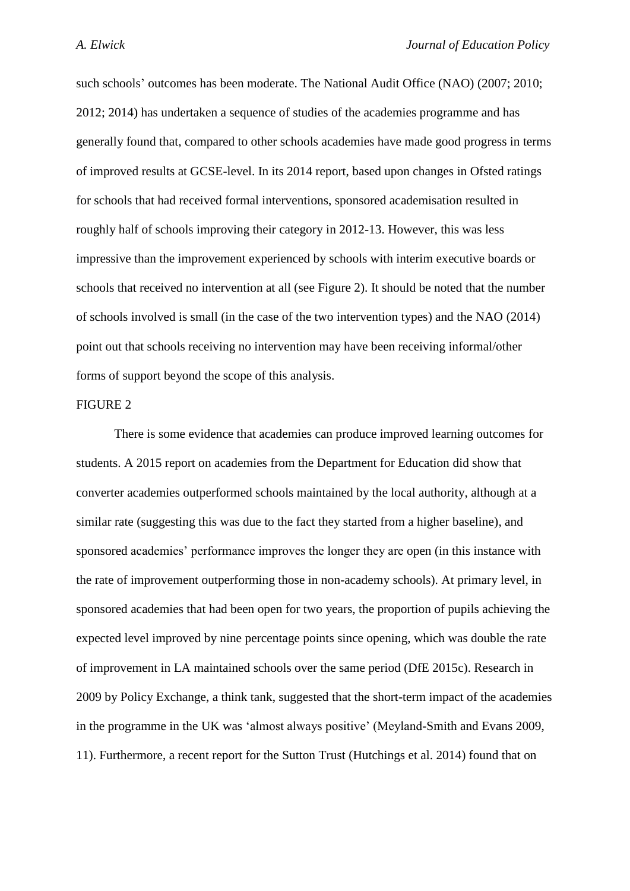such schools' outcomes has been moderate. The National Audit Office (NAO) (2007; 2010; 2012; 2014) has undertaken a sequence of studies of the academies programme and has generally found that, compared to other schools academies have made good progress in terms of improved results at GCSE-level. In its 2014 report, based upon changes in Ofsted ratings for schools that had received formal interventions, sponsored academisation resulted in roughly half of schools improving their category in 2012-13. However, this was less impressive than the improvement experienced by schools with interim executive boards or schools that received no intervention at all (see Figure 2). It should be noted that the number of schools involved is small (in the case of the two intervention types) and the NAO (2014) point out that schools receiving no intervention may have been receiving informal/other forms of support beyond the scope of this analysis.

FIGURE 2

There is some evidence that academies can produce improved learning outcomes for students. A 2015 report on academies from the Department for Education did show that converter academies outperformed schools maintained by the local authority, although at a similar rate (suggesting this was due to the fact they started from a higher baseline), and sponsored academies' performance improves the longer they are open (in this instance with the rate of improvement outperforming those in non-academy schools). At primary level, in sponsored academies that had been open for two years, the proportion of pupils achieving the expected level improved by nine percentage points since opening, which was double the rate of improvement in LA maintained schools over the same period (DfE 2015c). Research in 2009 by Policy Exchange, a think tank, suggested that the short-term impact of the academies in the programme in the UK was 'almost always positive' (Meyland-Smith and Evans 2009, 11). Furthermore, a recent report for the Sutton Trust (Hutchings et al. 2014) found that on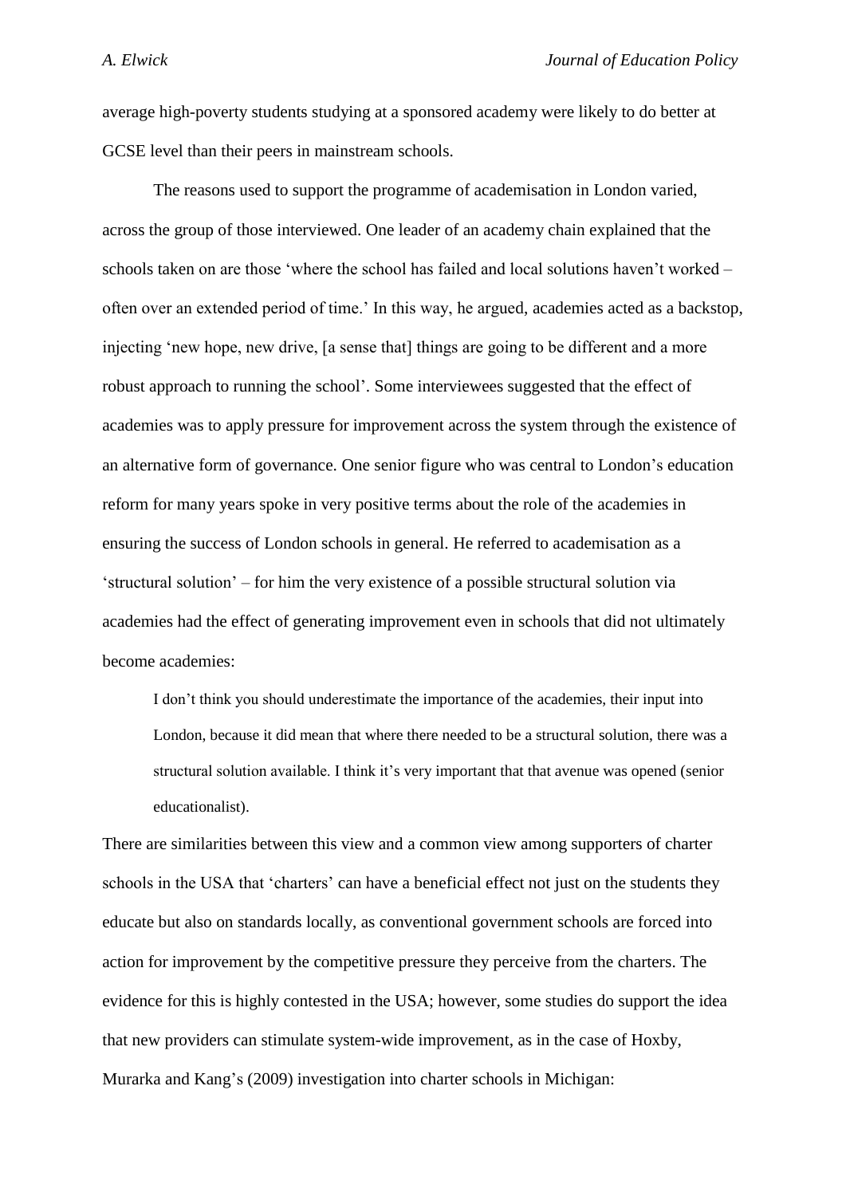average high-poverty students studying at a sponsored academy were likely to do better at GCSE level than their peers in mainstream schools.

The reasons used to support the programme of academisation in London varied, across the group of those interviewed. One leader of an academy chain explained that the schools taken on are those 'where the school has failed and local solutions haven't worked – often over an extended period of time.' In this way, he argued, academies acted as a backstop, injecting 'new hope, new drive, [a sense that] things are going to be different and a more robust approach to running the school'. Some interviewees suggested that the effect of academies was to apply pressure for improvement across the system through the existence of an alternative form of governance. One senior figure who was central to London's education reform for many years spoke in very positive terms about the role of the academies in ensuring the success of London schools in general. He referred to academisation as a 'structural solution' – for him the very existence of a possible structural solution via academies had the effect of generating improvement even in schools that did not ultimately become academies:

> I don't think you should underestimate the importance of the academies, their input into London, because it did mean that where there needed to be a structural solution, there was a structural solution available. I think it's very important that that avenue was opened (senior educationalist).

There are similarities between this view and a common view among supporters of charter schools in the USA that 'charters' can have a beneficial effect not just on the students they educate but also on standards locally, as conventional government schools are forced into action for improvement by the competitive pressure they perceive from the charters. The evidence for this is highly contested in the USA; however, some studies do support the idea that new providers can stimulate system-wide improvement, as in the case of Hoxby, Murarka and Kang's (2009) investigation into charter schools in Michigan: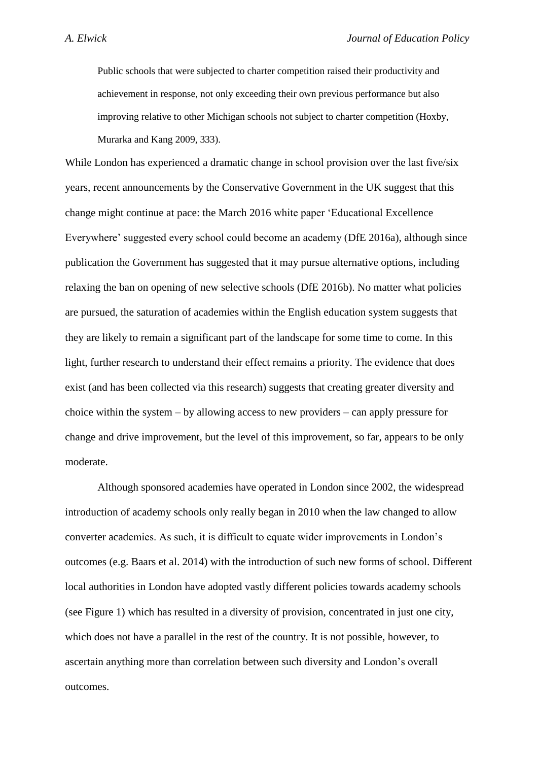> Public schools that were subjected to charter competition raised their productivity and achievement in response, not only exceeding their own previous performance but also improving relative to other Michigan schools not subject to charter competition (Hoxby, Murarka and Kang 2009, 333).

While London has experienced a dramatic change in school provision over the last five/six years, recent announcements by the Conservative Government in the UK suggest that this change might continue at pace: the March 2016 white paper 'Educational Excellence Everywhere' suggested every school could become an academy (DfE 2016a), although since publication the Government has suggested that it may pursue alternative options, including relaxing the ban on opening of new selective schools (DfE 2016b). No matter what policies are pursued, the saturation of academies within the English education system suggests that they are likely to remain a significant part of the landscape for some time to come. In this light, further research to understand their effect remains a priority. The evidence that does exist (and has been collected via this research) suggests that creating greater diversity and choice within the system – by allowing access to new providers – can apply pressure for change and drive improvement, but the level of this improvement, so far, appears to be only moderate.

Although sponsored academies have operated in London since 2002, the widespread introduction of academy schools only really began in 2010 when the law changed to allow converter academies. As such, it is difficult to equate wider improvements in London's outcomes (e.g. Baars et al. 2014) with the introduction of such new forms of school. Different local authorities in London have adopted vastly different policies towards academy schools (see Figure 1) which has resulted in a diversity of provision, concentrated in just one city, which does not have a parallel in the rest of the country. It is not possible, however, to ascertain anything more than correlation between such diversity and London's overall outcomes.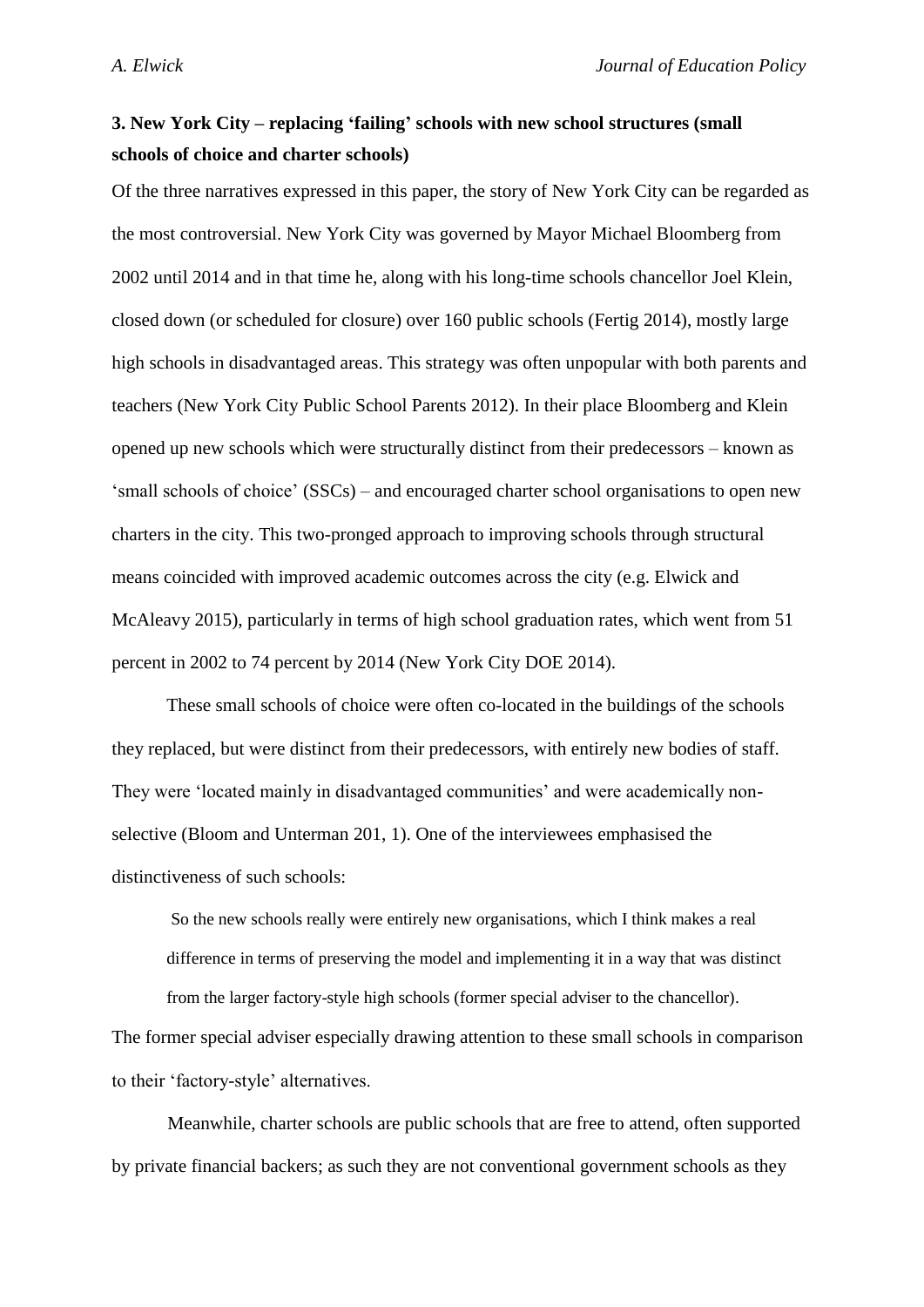### 3. New York City – replacing 'failing' schools with new school structures (small schools of choice and charter schools)

Of the three narratives expressed in this paper, the story of New York City can be regarded as the most controversial. New York City was governed by Mayor Michael Bloomberg from 2002 until 2014 and in that time he, along with his long-time schools chancellor Joel Klein, closed down (or scheduled for closure) over 160 public schools (Fertig 2014), mostly large high schools in disadvantaged areas. This strategy was often unpopular with both parents and teachers (New York City Public School Parents 2012). In their place Bloomberg and Klein opened up new schools which were structurally distinct from their predecessors – known as 'small schools of choice' (SSCs) – and encouraged charter school organisations to open new charters in the city. This two-pronged approach to improving schools through structural means coincided with improved academic outcomes across the city (e.g. Elwick and McAleavy 2015), particularly in terms of high school graduation rates, which went from 51 percent in 2002 to 74 percent by 2014 (New York City DOE 2014).

These small schools of choice were often co-located in the buildings of the schools they replaced, but were distinct from their predecessors, with entirely new bodies of staff. They were 'located mainly in disadvantaged communities' and were academically non-selective (Bloom and Unterman 201, 1). One of the interviewees emphasised the distinctiveness of such schools:

> So the new schools really were entirely new organisations, which I think makes a real difference in terms of preserving the model and implementing it in a way that was distinct from the larger factory-style high schools (former special adviser to the chancellor).

The former special adviser especially drawing attention to these small schools in comparison to their 'factory-style' alternatives.

Meanwhile, charter schools are public schools that are free to attend, often supported by private financial backers; as such they are not conventional government schools as they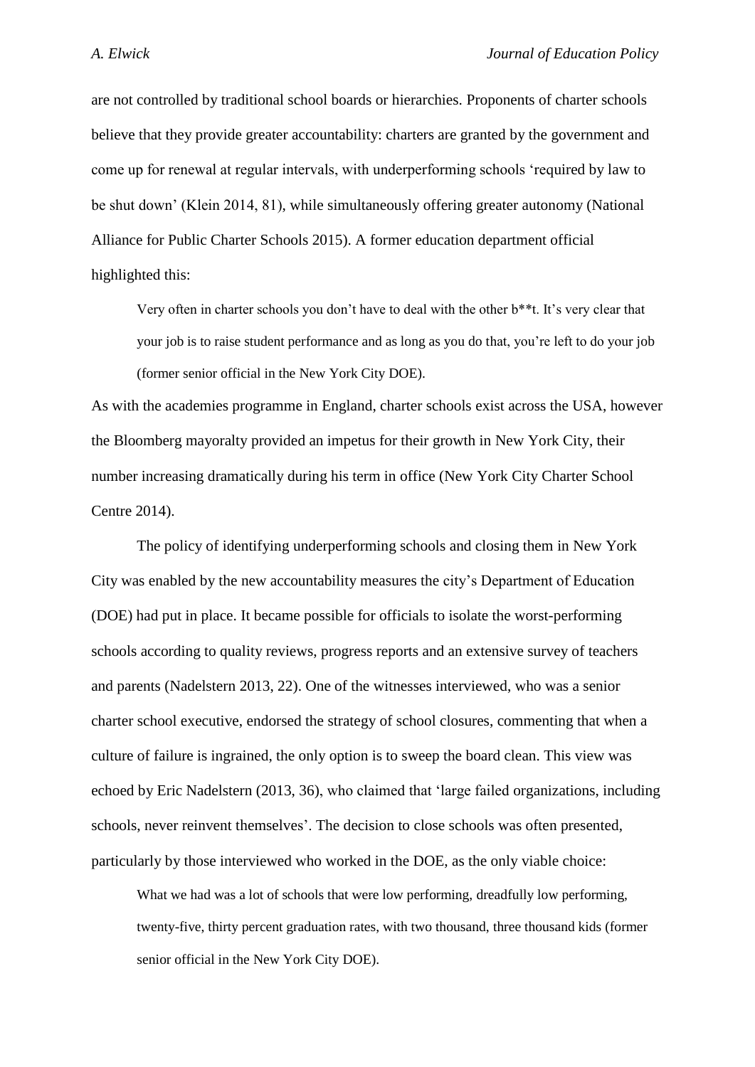are not controlled by traditional school boards or hierarchies. Proponents of charter schools believe that they provide greater accountability: charters are granted by the government and come up for renewal at regular intervals, with underperforming schools 'required by law to be shut down' (Klein 2014, 81), while simultaneously offering greater autonomy (National Alliance for Public Charter Schools 2015). A former education department official highlighted this:

> Very often in charter schools you don't have to deal with the other b**t. It's very clear that your job is to raise student performance and as long as you do that, you're left to do your job (former senior official in the New York City DOE).

As with the academies programme in England, charter schools exist across the USA, however the Bloomberg mayoralty provided an impetus for their growth in New York City, their number increasing dramatically during his term in office (New York City Charter School Centre 2014).

The policy of identifying underperforming schools and closing them in New York City was enabled by the new accountability measures the city's Department of Education (DOE) had put in place. It became possible for officials to isolate the worst-performing schools according to quality reviews, progress reports and an extensive survey of teachers and parents (Nadelstern 2013, 22). One of the witnesses interviewed, who was a senior charter school executive, endorsed the strategy of school closures, commenting that when a culture of failure is ingrained, the only option is to sweep the board clean. This view was echoed by Eric Nadelstern (2013, 36), who claimed that 'large failed organizations, including schools, never reinvent themselves'. The decision to close schools was often presented, particularly by those interviewed who worked in the DOE, as the only viable choice:

> What we had was a lot of schools that were low performing, dreadfully low performing, twenty-five, thirty percent graduation rates, with two thousand, three thousand kids (former senior official in the New York City DOE).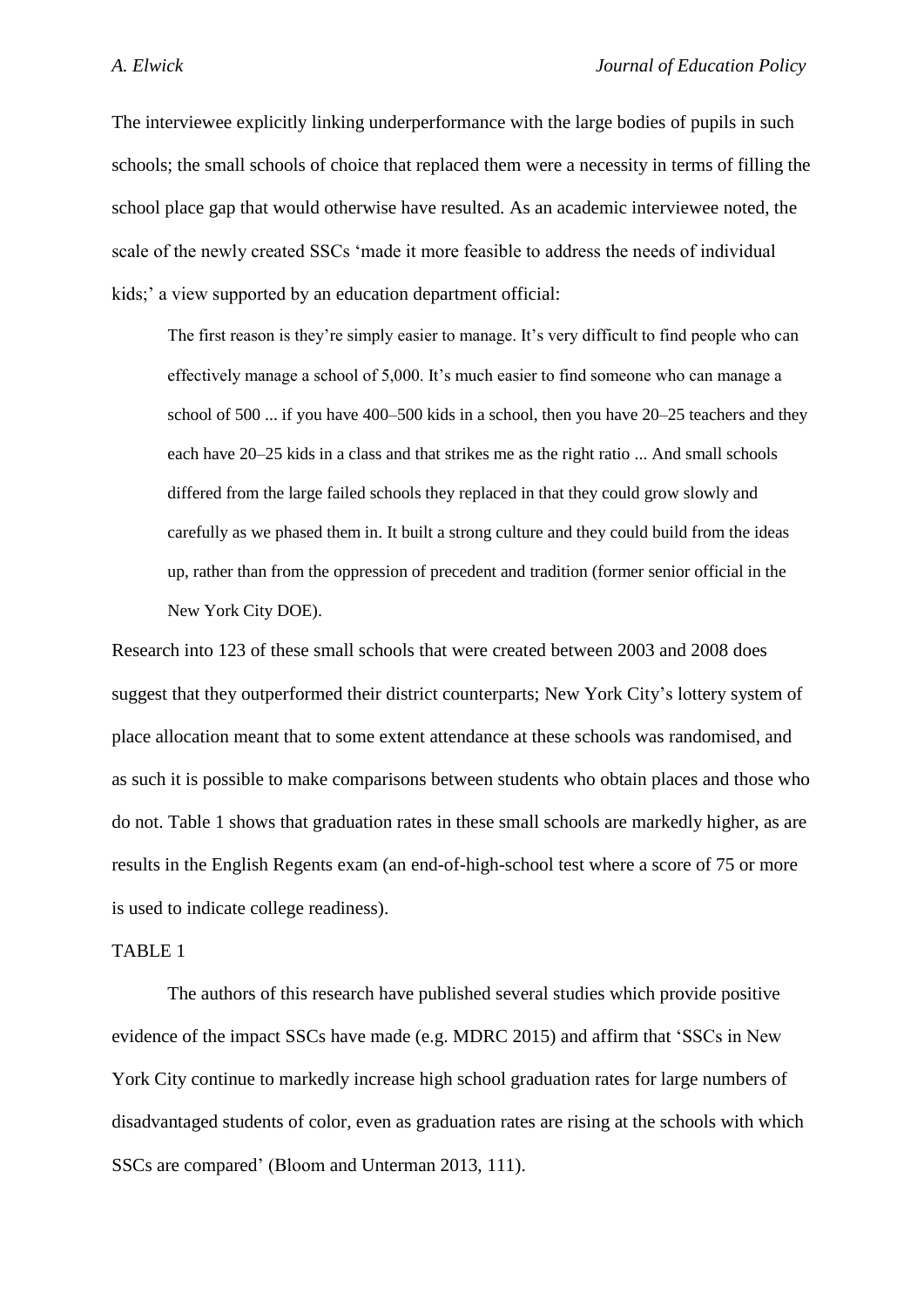The interviewee explicitly linking underperformance with the large bodies of pupils in such schools; the small schools of choice that replaced them were a necessity in terms of filling the school place gap that would otherwise have resulted. As an academic interviewee noted, the scale of the newly created SSCs 'made it more feasible to address the needs of individual kids;' a view supported by an education department official:

> The first reason is they're simply easier to manage. It's very difficult to find people who can effectively manage a school of 5,000. It's much easier to find someone who can manage a school of 500 ... if you have 400–500 kids in a school, then you have 20–25 teachers and they each have 20–25 kids in a class and that strikes me as the right ratio ... And small schools differed from the large failed schools they replaced in that they could grow slowly and carefully as we phased them in. It built a strong culture and they could build from the ideas up, rather than from the oppression of precedent and tradition (former senior official in the New York City DOE).

Research into 123 of these small schools that were created between 2003 and 2008 does suggest that they outperformed their district counterparts; New York City's lottery system of place allocation meant that to some extent attendance at these schools was randomised, and as such it is possible to make comparisons between students who obtain places and those who do not. Table 1 shows that graduation rates in these small schools are markedly higher, as are results in the English Regents exam (an end-of-high-school test where a score of 75 or more is used to indicate college readiness).

TABLE 1

The authors of this research have published several studies which provide positive evidence of the impact SSCs have made (e.g. MDRC 2015) and affirm that 'SSCs in New York City continue to markedly increase high school graduation rates for large numbers of disadvantaged students of color, even as graduation rates are rising at the schools with which SSCs are compared' (Bloom and Unterman 2013, 111).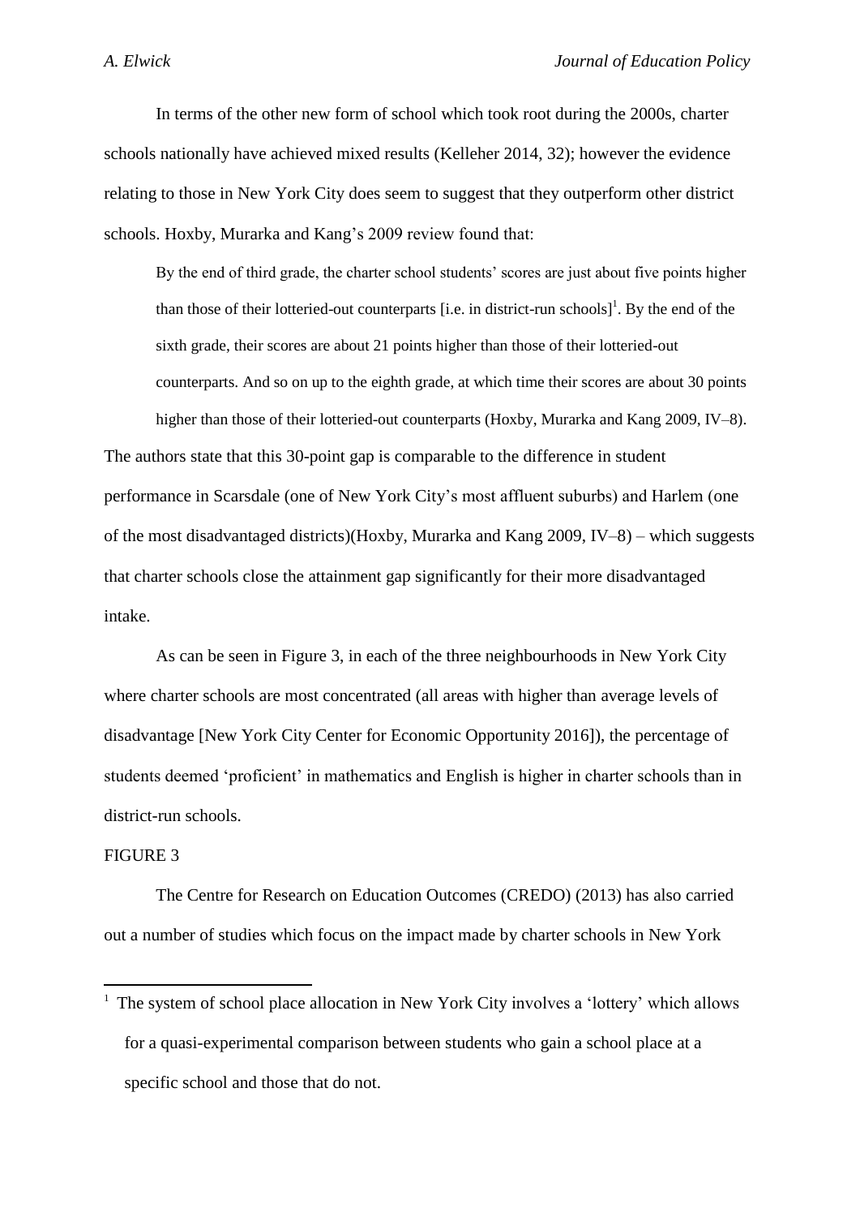In terms of the other new form of school which took root during the 2000s, charter schools nationally have achieved mixed results (Kelleher 2014, 32); however the evidence relating to those in New York City does seem to suggest that they outperform other district schools. Hoxby, Murarka and Kang's 2009 review found that:

> By the end of third grade, the charter school students' scores are just about five points higher than those of their lotteried-out counterparts [i.e. in district-run schools][1]. By the end of the sixth grade, their scores are about 21 points higher than those of their lotteried-out counterparts. And so on up to the eighth grade, at which time their scores are about 30 points higher than those of their lotteried-out counterparts (Hoxby, Murarka and Kang 2009, IV–8).

The authors state that this 30-point gap is comparable to the difference in student performance in Scarsdale (one of New York City's most affluent suburbs) and Harlem (one of the most disadvantaged districts)(Hoxby, Murarka and Kang 2009, IV–8) – which suggests that charter schools close the attainment gap significantly for their more disadvantaged intake.

As can be seen in Figure 3, in each of the three neighbourhoods in New York City where charter schools are most concentrated (all areas with higher than average levels of disadvantage [New York City Center for Economic Opportunity 2016]), the percentage of students deemed 'proficient' in mathematics and English is higher in charter schools than in district-run schools.

FIGURE 3

The Centre for Research on Education Outcomes (CREDO) (2013) has also carried out a number of studies which focus on the impact made by charter schools in New York

[1] The system of school place allocation in New York City involves a 'lottery' which allows for a quasi-experimental comparison between students who gain a school place at a specific school and those that do not.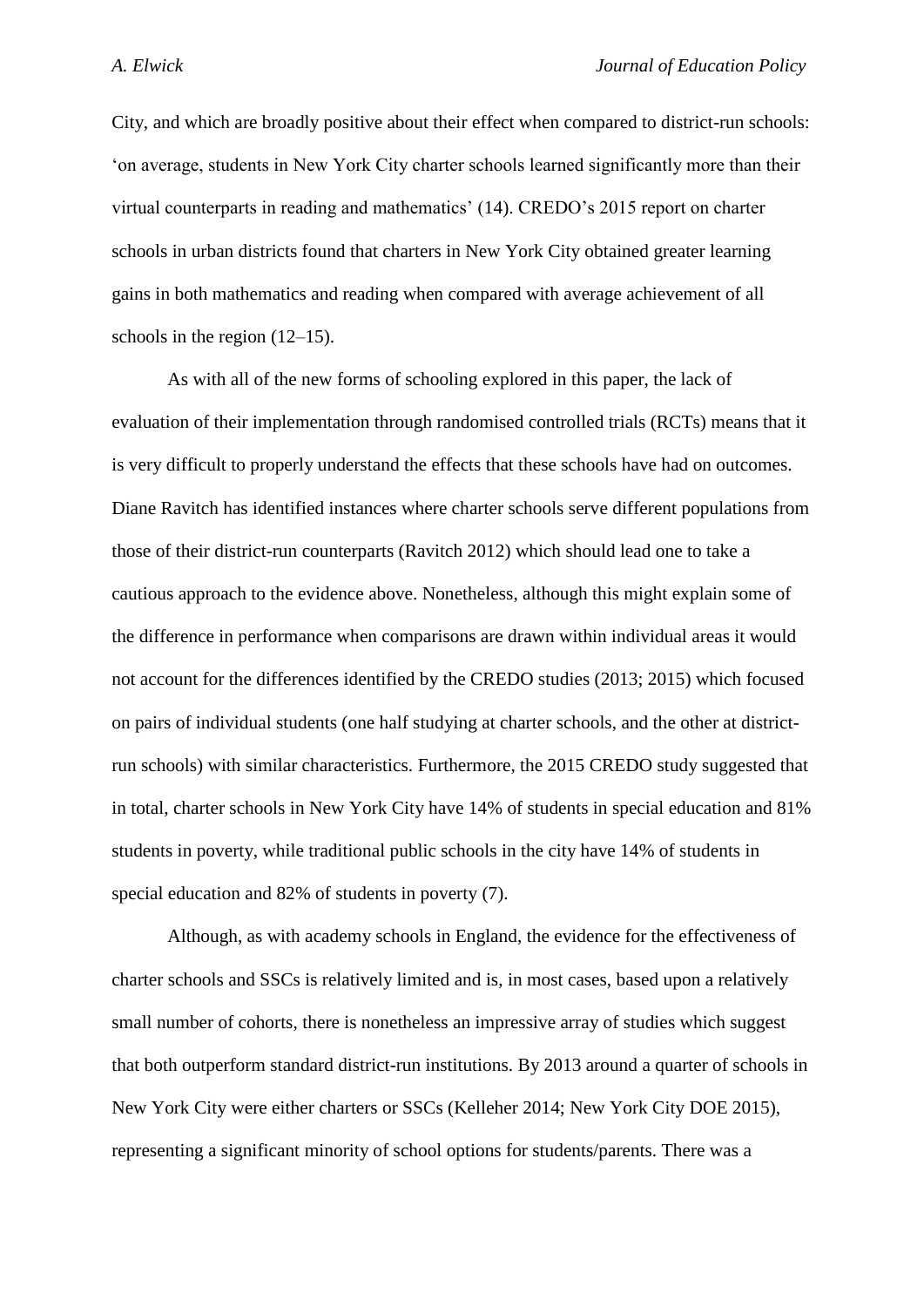City, and which are broadly positive about their effect when compared to district-run schools: 'on average, students in New York City charter schools learned significantly more than their virtual counterparts in reading and mathematics' (14). CREDO's 2015 report on charter schools in urban districts found that charters in New York City obtained greater learning gains in both mathematics and reading when compared with average achievement of all schools in the region (12–15).

As with all of the new forms of schooling explored in this paper, the lack of evaluation of their implementation through randomised controlled trials (RCTs) means that it is very difficult to properly understand the effects that these schools have had on outcomes. Diane Ravitch has identified instances where charter schools serve different populations from those of their district-run counterparts (Ravitch 2012) which should lead one to take a cautious approach to the evidence above. Nonetheless, although this might explain some of the difference in performance when comparisons are drawn within individual areas it would not account for the differences identified by the CREDO studies (2013; 2015) which focused on pairs of individual students (one half studying at charter schools, and the other at district-run schools) with similar characteristics. Furthermore, the 2015 CREDO study suggested that in total, charter schools in New York City have 14% of students in special education and 81% students in poverty, while traditional public schools in the city have 14% of students in special education and 82% of students in poverty (7).

Although, as with academy schools in England, the evidence for the effectiveness of charter schools and SSCs is relatively limited and is, in most cases, based upon a relatively small number of cohorts, there is nonetheless an impressive array of studies which suggest that both outperform standard district-run institutions. By 2013 around a quarter of schools in New York City were either charters or SSCs (Kelleher 2014; New York City DOE 2015), representing a significant minority of school options for students/parents. There was a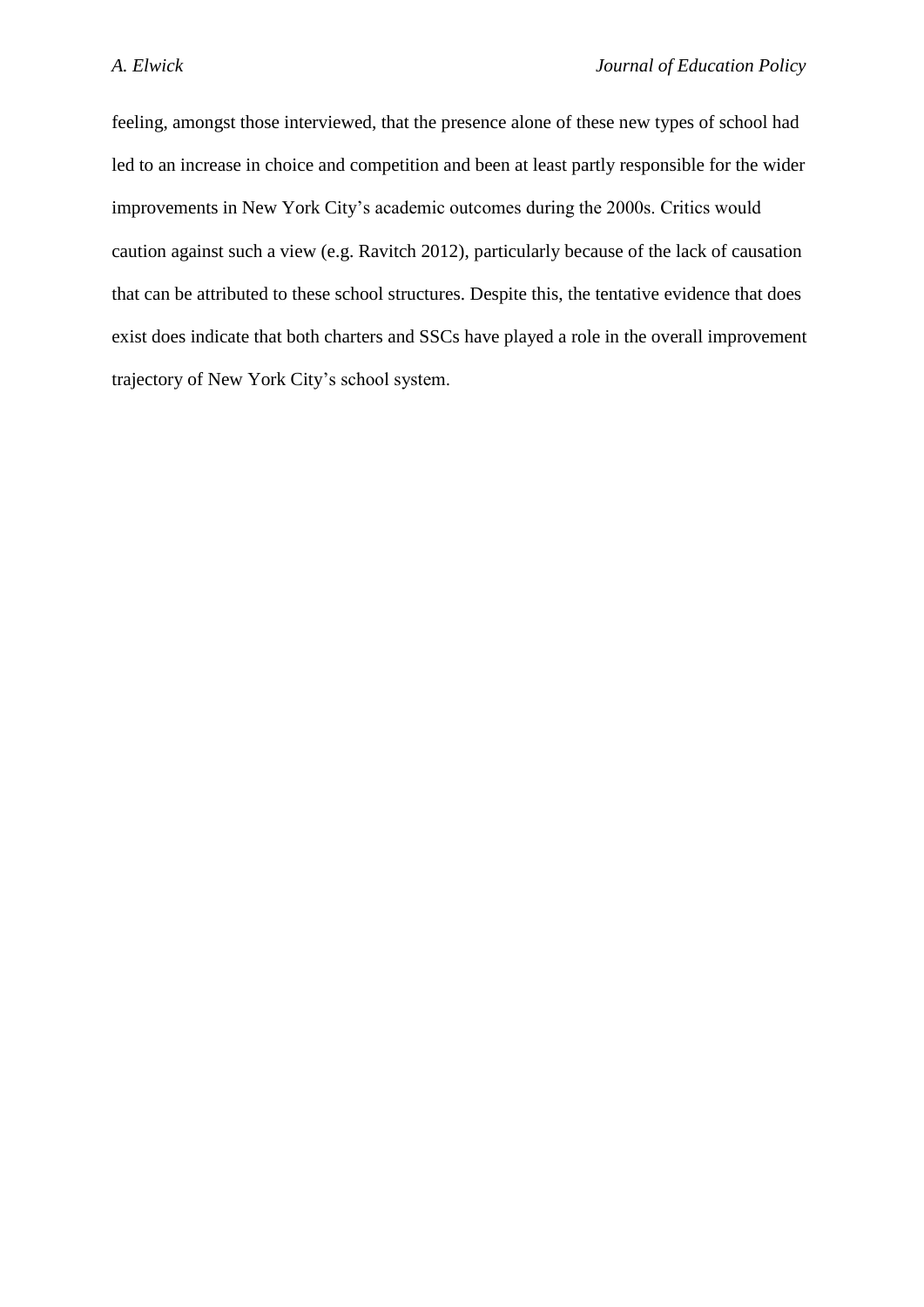feeling, amongst those interviewed, that the presence alone of these new types of school had led to an increase in choice and competition and been at least partly responsible for the wider improvements in New York City's academic outcomes during the 2000s. Critics would caution against such a view (e.g. Ravitch 2012), particularly because of the lack of causation that can be attributed to these school structures. Despite this, the tentative evidence that does exist does indicate that both charters and SSCs have played a role in the overall improvement trajectory of New York City's school system.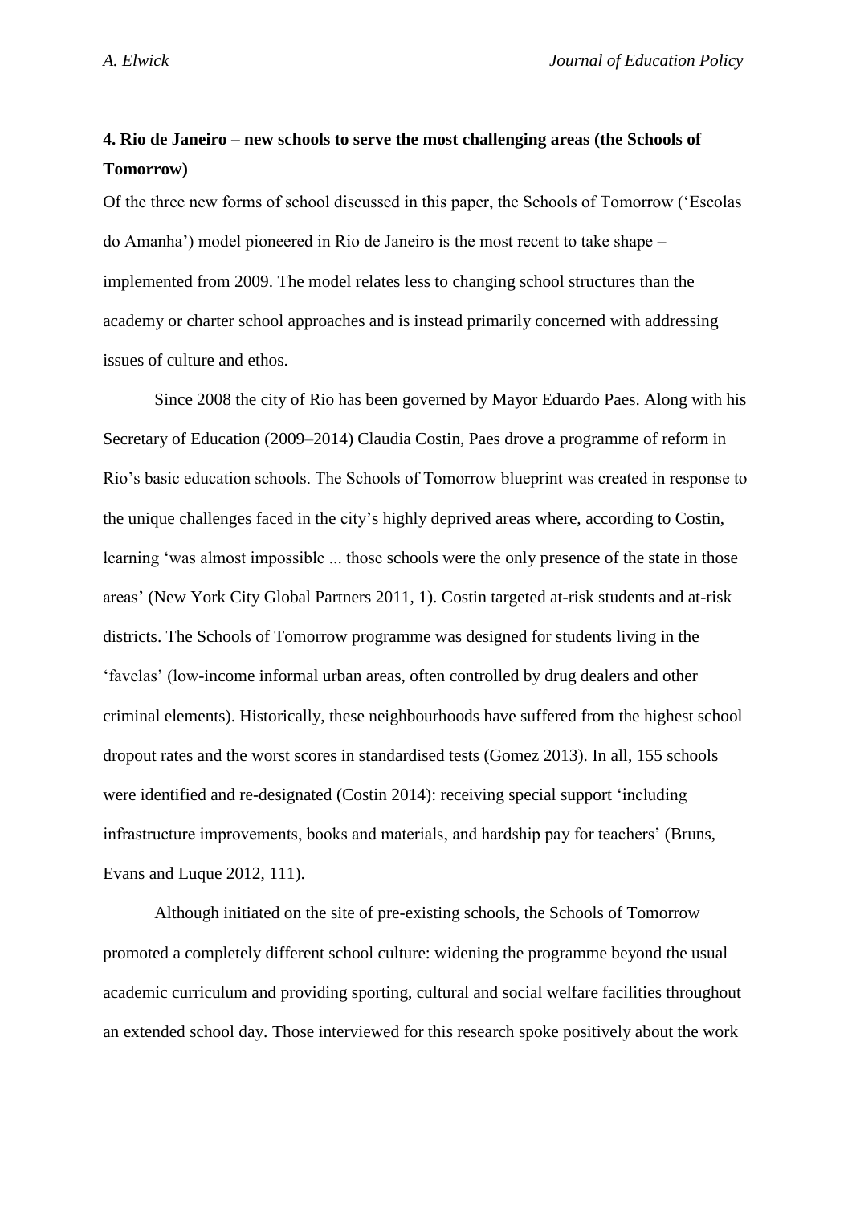## 4. Rio de Janeiro – new schools to serve the most challenging areas (the Schools of Tomorrow)

Of the three new forms of school discussed in this paper, the Schools of Tomorrow ('Escolas do Amanha') model pioneered in Rio de Janeiro is the most recent to take shape – implemented from 2009. The model relates less to changing school structures than the academy or charter school approaches and is instead primarily concerned with addressing issues of culture and ethos.

Since 2008 the city of Rio has been governed by Mayor Eduardo Paes. Along with his Secretary of Education (2009–2014) Claudia Costin, Paes drove a programme of reform in Rio's basic education schools. The Schools of Tomorrow blueprint was created in response to the unique challenges faced in the city's highly deprived areas where, according to Costin, learning 'was almost impossible ... those schools were the only presence of the state in those areas' (New York City Global Partners 2011, 1). Costin targeted at-risk students and at-risk districts. The Schools of Tomorrow programme was designed for students living in the 'favelas' (low-income informal urban areas, often controlled by drug dealers and other criminal elements). Historically, these neighbourhoods have suffered from the highest school dropout rates and the worst scores in standardised tests (Gomez 2013). In all, 155 schools were identified and re-designated (Costin 2014): receiving special support 'including infrastructure improvements, books and materials, and hardship pay for teachers' (Bruns, Evans and Luque 2012, 111).

Although initiated on the site of pre-existing schools, the Schools of Tomorrow promoted a completely different school culture: widening the programme beyond the usual academic curriculum and providing sporting, cultural and social welfare facilities throughout an extended school day. Those interviewed for this research spoke positively about the work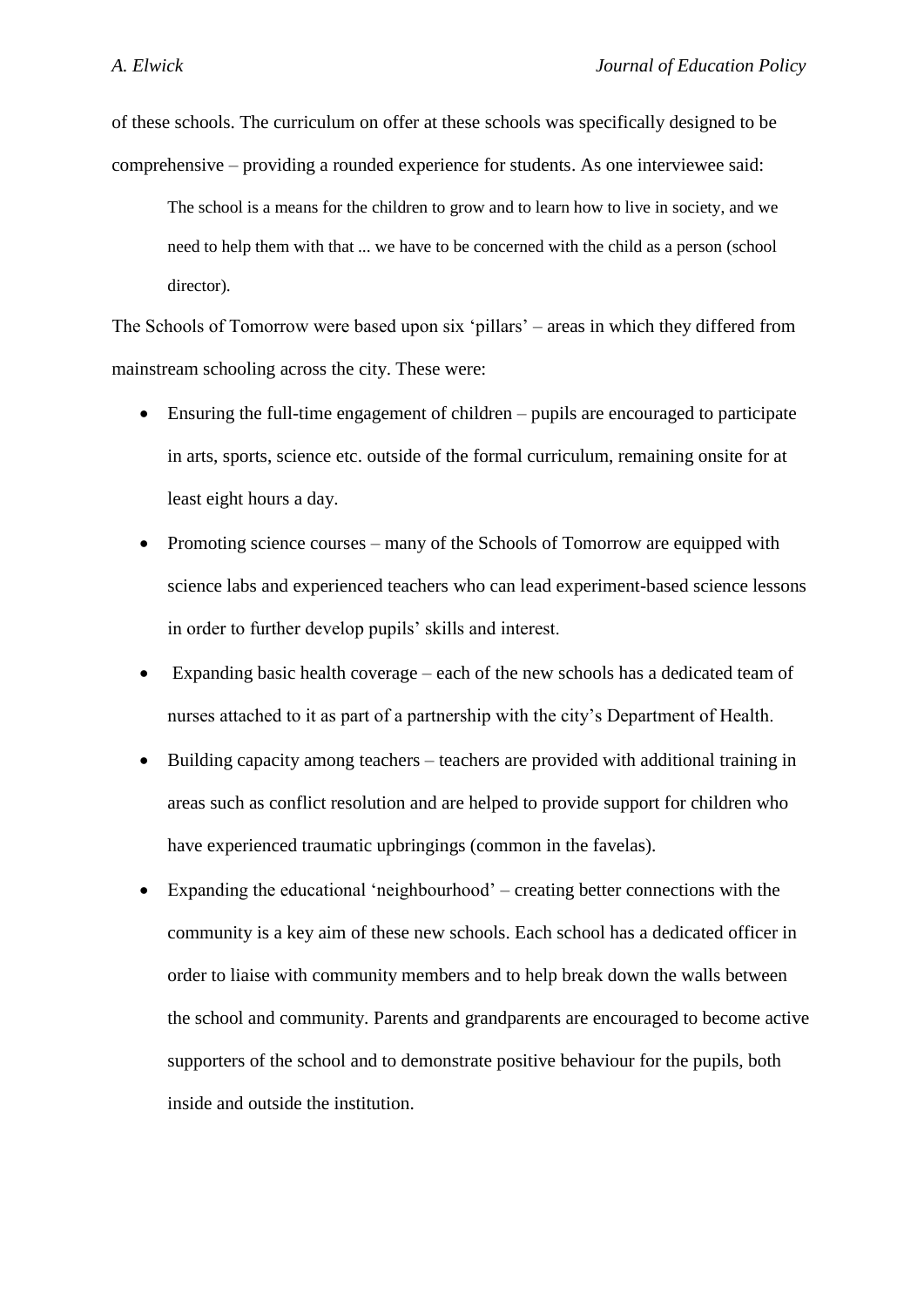of these schools. The curriculum on offer at these schools was specifically designed to be comprehensive – providing a rounded experience for students. As one interviewee said:

> The school is a means for the children to grow and to learn how to live in society, and we need to help them with that ... we have to be concerned with the child as a person (school director).

The Schools of Tomorrow were based upon six 'pillars' – areas in which they differed from mainstream schooling across the city. These were:

- Ensuring the full-time engagement of children – pupils are encouraged to participate in arts, sports, science etc. outside of the formal curriculum, remaining onsite for at least eight hours a day.
- Promoting science courses – many of the Schools of Tomorrow are equipped with science labs and experienced teachers who can lead experiment-based science lessons in order to further develop pupils' skills and interest.
- Expanding basic health coverage – each of the new schools has a dedicated team of nurses attached to it as part of a partnership with the city's Department of Health.
- Building capacity among teachers – teachers are provided with additional training in areas such as conflict resolution and are helped to provide support for children who have experienced traumatic upbringings (common in the favelas).
- Expanding the educational 'neighbourhood' – creating better connections with the community is a key aim of these new schools. Each school has a dedicated officer in order to liaise with community members and to help break down the walls between the school and community. Parents and grandparents are encouraged to become active supporters of the school and to demonstrate positive behaviour for the pupils, both inside and outside the institution.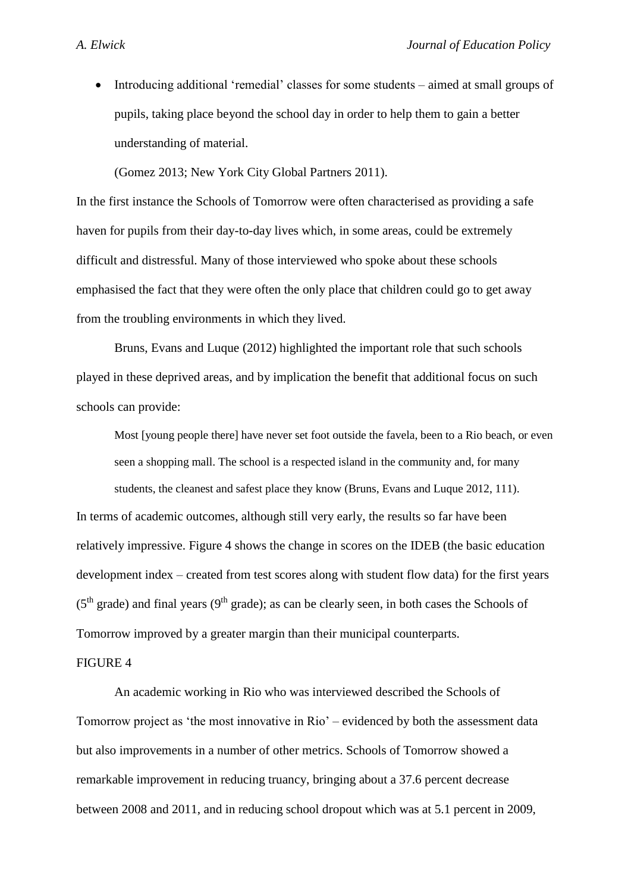- Introducing additional 'remedial' classes for some students – aimed at small groups of pupils, taking place beyond the school day in order to help them to gain a better understanding of material.

  (Gomez 2013; New York City Global Partners 2011).

In the first instance the Schools of Tomorrow were often characterised as providing a safe haven for pupils from their day-to-day lives which, in some areas, could be extremely difficult and distressful. Many of those interviewed who spoke about these schools emphasised the fact that they were often the only place that children could go to get away from the troubling environments in which they lived.

Bruns, Evans and Luque (2012) highlighted the important role that such schools played in these deprived areas, and by implication the benefit that additional focus on such schools can provide:

> Most [young people there] have never set foot outside the favela, been to a Rio beach, or even seen a shopping mall. The school is a respected island in the community and, for many students, the cleanest and safest place they know (Bruns, Evans and Luque 2012, 111).

In terms of academic outcomes, although still very early, the results so far have been relatively impressive. Figure 4 shows the change in scores on the IDEB (the basic education development index – created from test scores along with student flow data) for the first years (5th grade) and final years (9th grade); as can be clearly seen, in both cases the Schools of Tomorrow improved by a greater margin than their municipal counterparts.

FIGURE 4

An academic working in Rio who was interviewed described the Schools of Tomorrow project as 'the most innovative in Rio' – evidenced by both the assessment data but also improvements in a number of other metrics. Schools of Tomorrow showed a remarkable improvement in reducing truancy, bringing about a 37.6 percent decrease between 2008 and 2011, and in reducing school dropout which was at 5.1 percent in 2009,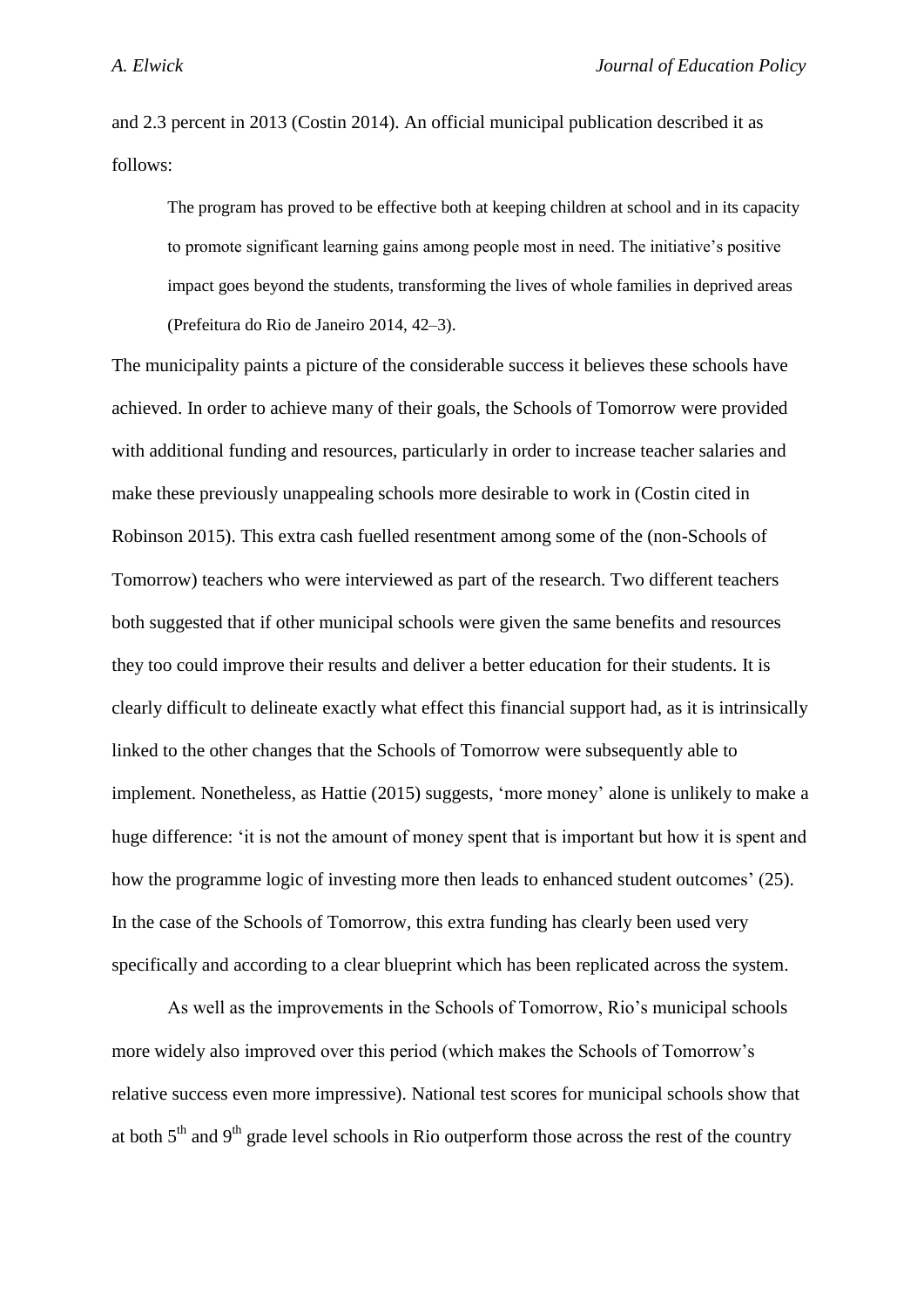and 2.3 percent in 2013 (Costin 2014). An official municipal publication described it as follows:

> The program has proved to be effective both at keeping children at school and in its capacity to promote significant learning gains among people most in need. The initiative's positive impact goes beyond the students, transforming the lives of whole families in deprived areas (Prefeitura do Rio de Janeiro 2014, 42–3).

The municipality paints a picture of the considerable success it believes these schools have achieved. In order to achieve many of their goals, the Schools of Tomorrow were provided with additional funding and resources, particularly in order to increase teacher salaries and make these previously unappealing schools more desirable to work in (Costin cited in Robinson 2015). This extra cash fuelled resentment among some of the (non-Schools of Tomorrow) teachers who were interviewed as part of the research. Two different teachers both suggested that if other municipal schools were given the same benefits and resources they too could improve their results and deliver a better education for their students. It is clearly difficult to delineate exactly what effect this financial support had, as it is intrinsically linked to the other changes that the Schools of Tomorrow were subsequently able to implement. Nonetheless, as Hattie (2015) suggests, 'more money' alone is unlikely to make a huge difference: 'it is not the amount of money spent that is important but how it is spent and how the programme logic of investing more then leads to enhanced student outcomes' (25). In the case of the Schools of Tomorrow, this extra funding has clearly been used very specifically and according to a clear blueprint which has been replicated across the system.

As well as the improvements in the Schools of Tomorrow, Rio's municipal schools more widely also improved over this period (which makes the Schools of Tomorrow's relative success even more impressive). National test scores for municipal schools show that at both 5th and 9th grade level schools in Rio outperform those across the rest of the country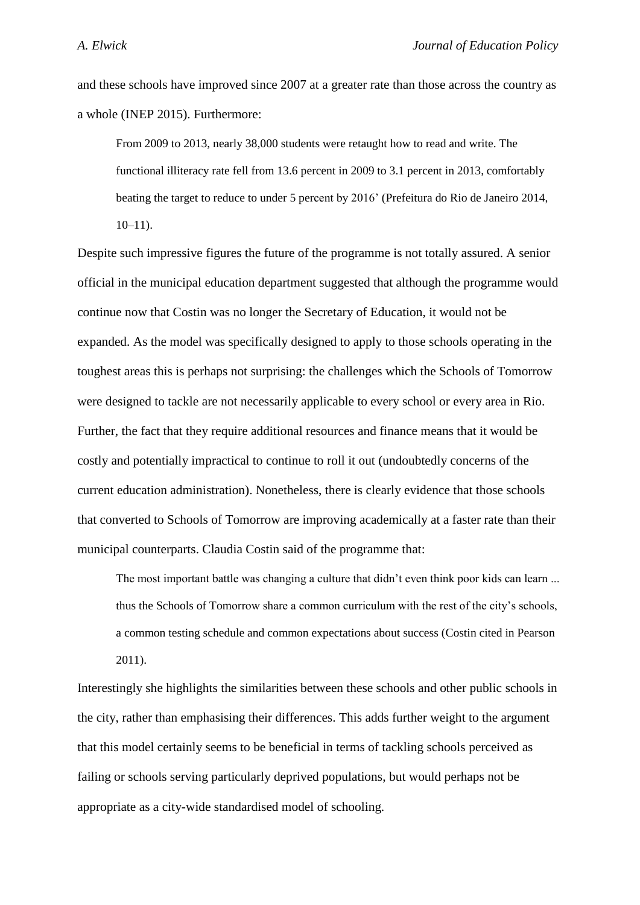and these schools have improved since 2007 at a greater rate than those across the country as a whole (INEP 2015). Furthermore:

> From 2009 to 2013, nearly 38,000 students were retaught how to read and write. The functional illiteracy rate fell from 13.6 percent in 2009 to 3.1 percent in 2013, comfortably beating the target to reduce to under 5 percent by 2016' (Prefeitura do Rio de Janeiro 2014, 10–11).

Despite such impressive figures the future of the programme is not totally assured. A senior official in the municipal education department suggested that although the programme would continue now that Costin was no longer the Secretary of Education, it would not be expanded. As the model was specifically designed to apply to those schools operating in the toughest areas this is perhaps not surprising: the challenges which the Schools of Tomorrow were designed to tackle are not necessarily applicable to every school or every area in Rio. Further, the fact that they require additional resources and finance means that it would be costly and potentially impractical to continue to roll it out (undoubtedly concerns of the current education administration). Nonetheless, there is clearly evidence that those schools that converted to Schools of Tomorrow are improving academically at a faster rate than their municipal counterparts. Claudia Costin said of the programme that:

> The most important battle was changing a culture that didn't even think poor kids can learn ... thus the Schools of Tomorrow share a common curriculum with the rest of the city's schools, a common testing schedule and common expectations about success (Costin cited in Pearson 2011).

Interestingly she highlights the similarities between these schools and other public schools in the city, rather than emphasising their differences. This adds further weight to the argument that this model certainly seems to be beneficial in terms of tackling schools perceived as failing or schools serving particularly deprived populations, but would perhaps not be appropriate as a city-wide standardised model of schooling.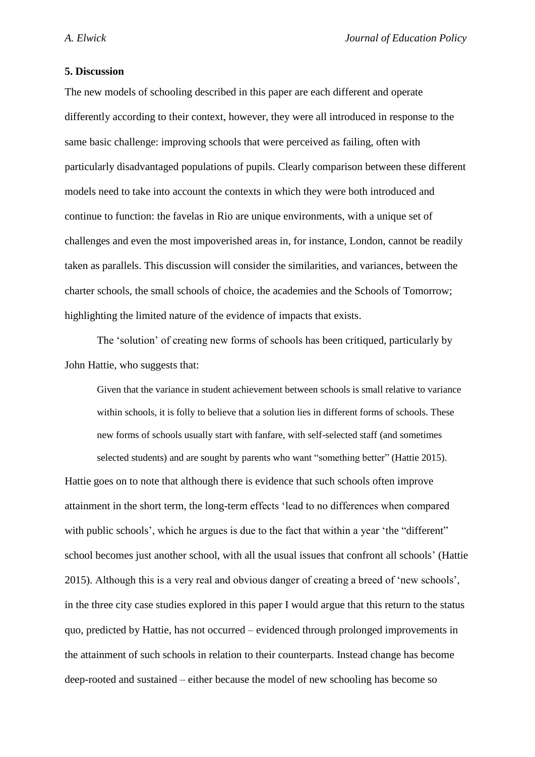## 5. Discussion

The new models of schooling described in this paper are each different and operate differently according to their context, however, they were all introduced in response to the same basic challenge: improving schools that were perceived as failing, often with particularly disadvantaged populations of pupils. Clearly comparison between these different models need to take into account the contexts in which they were both introduced and continue to function: the favelas in Rio are unique environments, with a unique set of challenges and even the most impoverished areas in, for instance, London, cannot be readily taken as parallels. This discussion will consider the similarities, and variances, between the charter schools, the small schools of choice, the academies and the Schools of Tomorrow; highlighting the limited nature of the evidence of impacts that exists.

The 'solution' of creating new forms of schools has been critiqued, particularly by John Hattie, who suggests that:

> Given that the variance in student achievement between schools is small relative to variance within schools, it is folly to believe that a solution lies in different forms of schools. These new forms of schools usually start with fanfare, with self-selected staff (and sometimes selected students) and are sought by parents who want "something better" (Hattie 2015).

Hattie goes on to note that although there is evidence that such schools often improve attainment in the short term, the long-term effects 'lead to no differences when compared with public schools', which he argues is due to the fact that within a year 'the "different" school becomes just another school, with all the usual issues that confront all schools' (Hattie 2015). Although this is a very real and obvious danger of creating a breed of 'new schools', in the three city case studies explored in this paper I would argue that this return to the status quo, predicted by Hattie, has not occurred – evidenced through prolonged improvements in the attainment of such schools in relation to their counterparts. Instead change has become deep-rooted and sustained – either because the model of new schooling has become so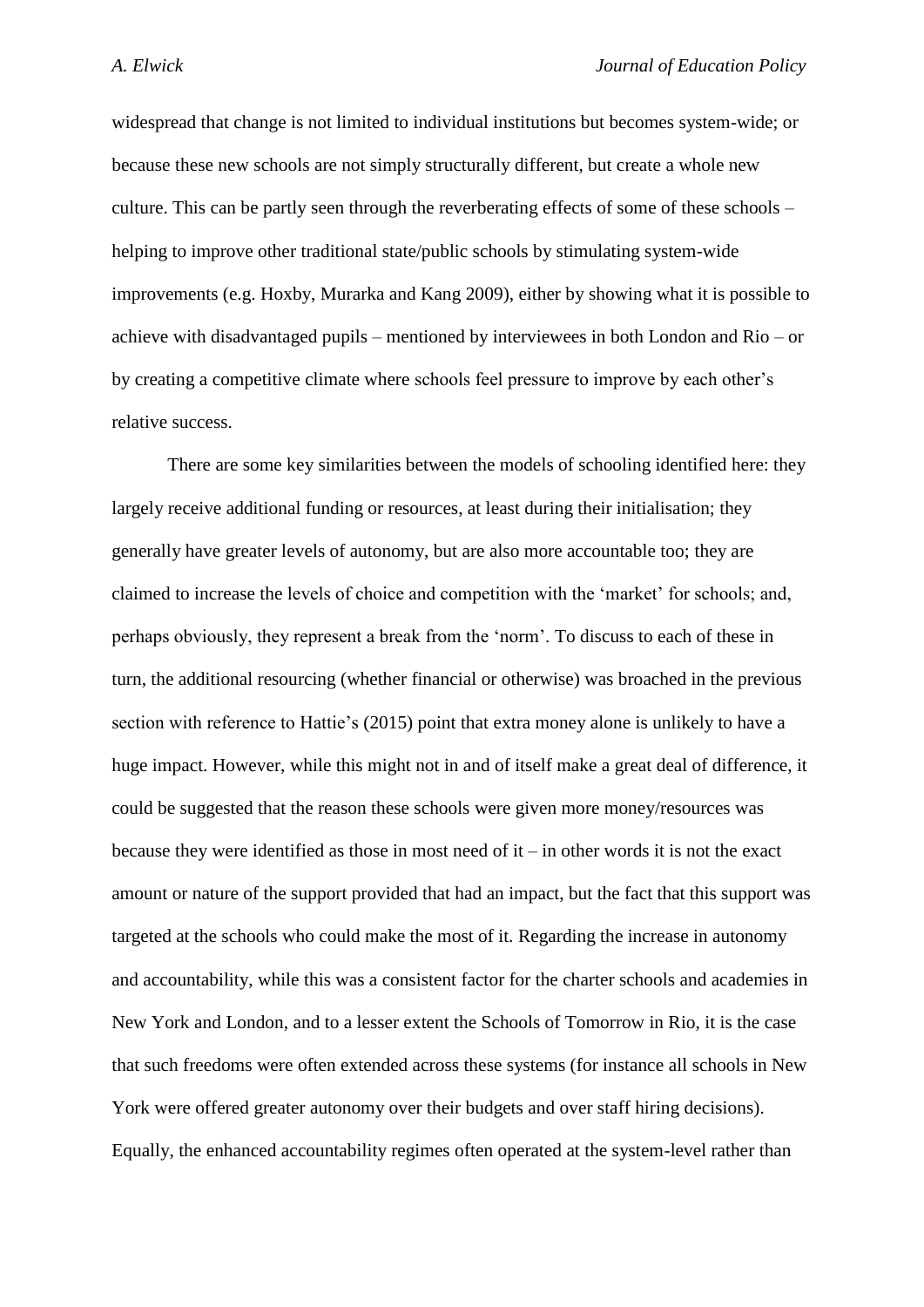widespread that change is not limited to individual institutions but becomes system-wide; or because these new schools are not simply structurally different, but create a whole new culture. This can be partly seen through the reverberating effects of some of these schools – helping to improve other traditional state/public schools by stimulating system-wide improvements (e.g. Hoxby, Murarka and Kang 2009), either by showing what it is possible to achieve with disadvantaged pupils – mentioned by interviewees in both London and Rio – or by creating a competitive climate where schools feel pressure to improve by each other's relative success.

There are some key similarities between the models of schooling identified here: they largely receive additional funding or resources, at least during their initialisation; they generally have greater levels of autonomy, but are also more accountable too; they are claimed to increase the levels of choice and competition with the 'market' for schools; and, perhaps obviously, they represent a break from the 'norm'. To discuss to each of these in turn, the additional resourcing (whether financial or otherwise) was broached in the previous section with reference to Hattie's (2015) point that extra money alone is unlikely to have a huge impact. However, while this might not in and of itself make a great deal of difference, it could be suggested that the reason these schools were given more money/resources was because they were identified as those in most need of it – in other words it is not the exact amount or nature of the support provided that had an impact, but the fact that this support was targeted at the schools who could make the most of it. Regarding the increase in autonomy and accountability, while this was a consistent factor for the charter schools and academies in New York and London, and to a lesser extent the Schools of Tomorrow in Rio, it is the case that such freedoms were often extended across these systems (for instance all schools in New York were offered greater autonomy over their budgets and over staff hiring decisions). Equally, the enhanced accountability regimes often operated at the system-level rather than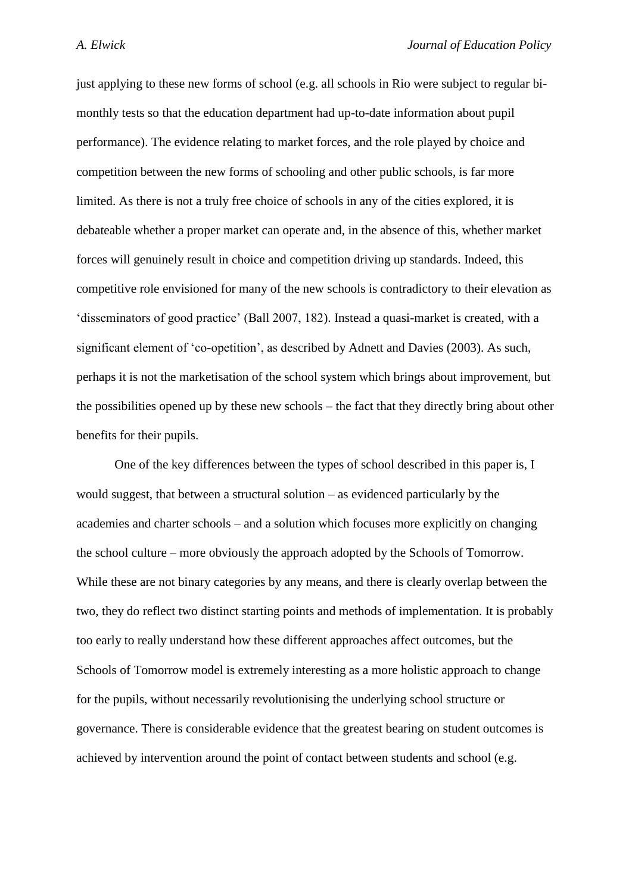just applying to these new forms of school (e.g. all schools in Rio were subject to regular bi-monthly tests so that the education department had up-to-date information about pupil performance). The evidence relating to market forces, and the role played by choice and competition between the new forms of schooling and other public schools, is far more limited. As there is not a truly free choice of schools in any of the cities explored, it is debateable whether a proper market can operate and, in the absence of this, whether market forces will genuinely result in choice and competition driving up standards. Indeed, this competitive role envisioned for many of the new schools is contradictory to their elevation as 'disseminators of good practice' (Ball 2007, 182). Instead a quasi-market is created, with a significant element of 'co-opetition', as described by Adnett and Davies (2003). As such, perhaps it is not the marketisation of the school system which brings about improvement, but the possibilities opened up by these new schools – the fact that they directly bring about other benefits for their pupils.

One of the key differences between the types of school described in this paper is, I would suggest, that between a structural solution – as evidenced particularly by the academies and charter schools – and a solution which focuses more explicitly on changing the school culture – more obviously the approach adopted by the Schools of Tomorrow. While these are not binary categories by any means, and there is clearly overlap between the two, they do reflect two distinct starting points and methods of implementation. It is probably too early to really understand how these different approaches affect outcomes, but the Schools of Tomorrow model is extremely interesting as a more holistic approach to change for the pupils, without necessarily revolutionising the underlying school structure or governance. There is considerable evidence that the greatest bearing on student outcomes is achieved by intervention around the point of contact between students and school (e.g.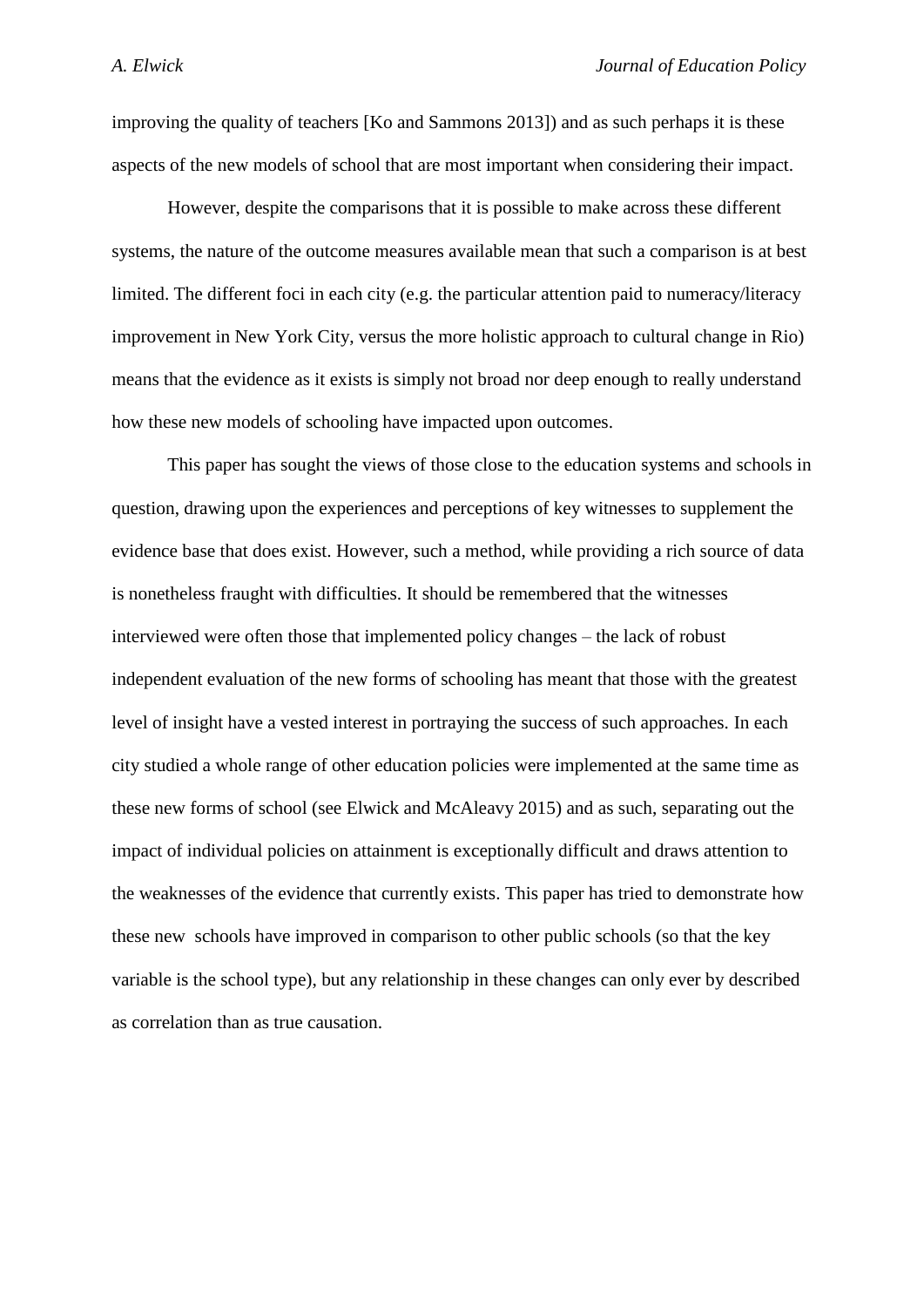improving the quality of teachers [Ko and Sammons 2013]) and as such perhaps it is these aspects of the new models of school that are most important when considering their impact.

However, despite the comparisons that it is possible to make across these different systems, the nature of the outcome measures available mean that such a comparison is at best limited. The different foci in each city (e.g. the particular attention paid to numeracy/literacy improvement in New York City, versus the more holistic approach to cultural change in Rio) means that the evidence as it exists is simply not broad nor deep enough to really understand how these new models of schooling have impacted upon outcomes.

This paper has sought the views of those close to the education systems and schools in question, drawing upon the experiences and perceptions of key witnesses to supplement the evidence base that does exist. However, such a method, while providing a rich source of data is nonetheless fraught with difficulties. It should be remembered that the witnesses interviewed were often those that implemented policy changes – the lack of robust independent evaluation of the new forms of schooling has meant that those with the greatest level of insight have a vested interest in portraying the success of such approaches. In each city studied a whole range of other education policies were implemented at the same time as these new forms of school (see Elwick and McAleavy 2015) and as such, separating out the impact of individual policies on attainment is exceptionally difficult and draws attention to the weaknesses of the evidence that currently exists. This paper has tried to demonstrate how these new schools have improved in comparison to other public schools (so that the key variable is the school type), but any relationship in these changes can only ever by described as correlation than as true causation.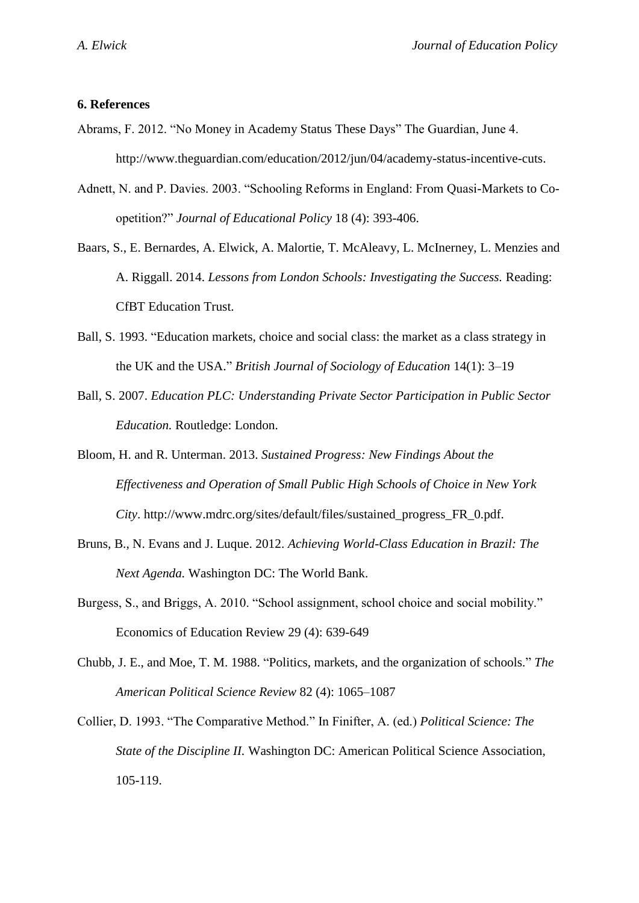## 6. References

Abrams, F. 2012. “No Money in Academy Status These Days” The Guardian, June 4. http://www.theguardian.com/education/2012/jun/04/academy-status-incentive-cuts.

Adnett, N. and P. Davies. 2003. “Schooling Reforms in England: From Quasi-Markets to Co-opetition?” *Journal of Educational Policy* 18 (4): 393-406.

Baars, S., E. Bernardes, A. Elwick, A. Malortie, T. McAleavy, L. McInerney, L. Menzies and A. Riggall. 2014. *Lessons from London Schools: Investigating the Success.* Reading: CfBT Education Trust.

Ball, S. 1993. “Education markets, choice and social class: the market as a class strategy in the UK and the USA.” *British Journal of Sociology of Education* 14(1): 3–19

Ball, S. 2007. *Education PLC: Understanding Private Sector Participation in Public Sector Education.* Routledge: London.

Bloom, H. and R. Unterman. 2013. *Sustained Progress: New Findings About the Effectiveness and Operation of Small Public High Schools of Choice in New York City*. http://www.mdrc.org/sites/default/files/sustained_progress_FR_0.pdf.

Bruns, B., N. Evans and J. Luque. 2012. *Achieving World-Class Education in Brazil: The Next Agenda.* Washington DC: The World Bank.

Burgess, S., and Briggs, A. 2010. “School assignment, school choice and social mobility.” Economics of Education Review 29 (4): 639-649

Chubb, J. E., and Moe, T. M. 1988. “Politics, markets, and the organization of schools.” *The American Political Science Review* 82 (4): 1065–1087

Collier, D. 1993. “The Comparative Method.” In Finifter, A. (ed.) *Political Science: The State of the Discipline II.* Washington DC: American Political Science Association, 105-119.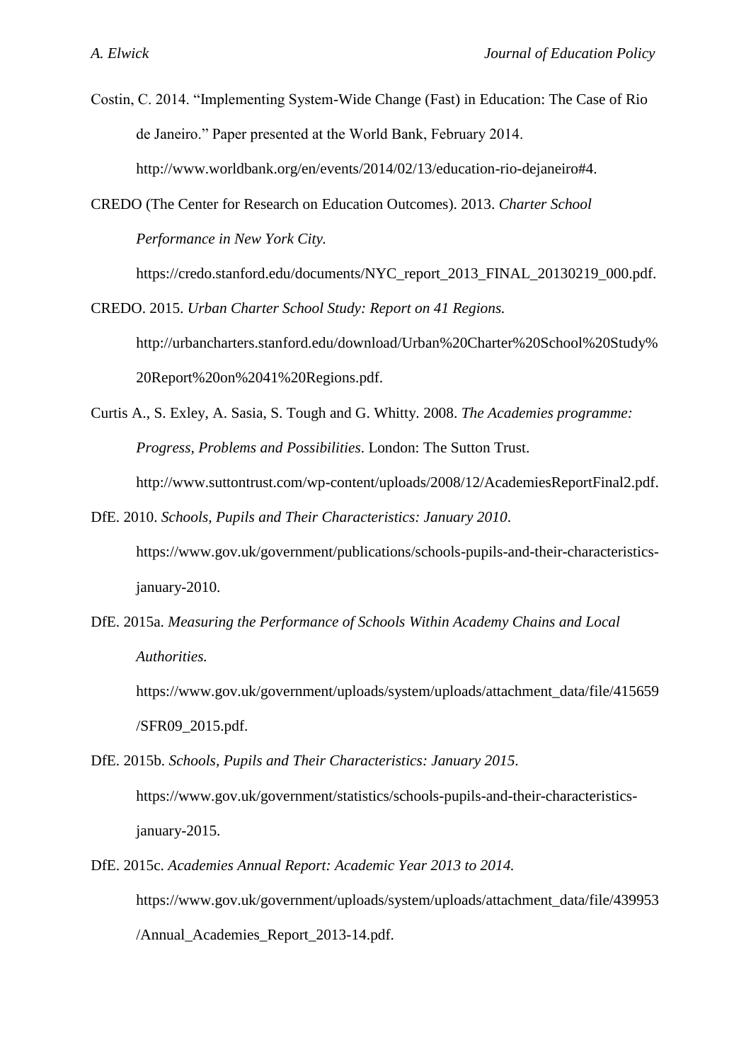Costin, C. 2014. "Implementing System-Wide Change (Fast) in Education: The Case of Rio de Janeiro." Paper presented at the World Bank, February 2014. http://www.worldbank.org/en/events/2014/02/13/education-rio-dejaneiro#4.

CREDO (The Center for Research on Education Outcomes). 2013. *Charter School Performance in New York City.* https://credo.stanford.edu/documents/NYC_report_2013_FINAL_20130219_000.pdf.

CREDO. 2015. *Urban Charter School Study: Report on 41 Regions.* http://urbancharters.stanford.edu/download/Urban%20Charter%20School%20Study%20Report%20on%2041%20Regions.pdf.

Curtis A., S. Exley, A. Sasia, S. Tough and G. Whitty. 2008. *The Academies programme: Progress, Problems and Possibilities*. London: The Sutton Trust. http://www.suttontrust.com/wp-content/uploads/2008/12/AcademiesReportFinal2.pdf.

DfE. 2010. *Schools, Pupils and Their Characteristics: January 2010*. https://www.gov.uk/government/publications/schools-pupils-and-their-characteristics-january-2010.

DfE. 2015a. *Measuring the Performance of Schools Within Academy Chains and Local Authorities.* https://www.gov.uk/government/uploads/system/uploads/attachment_data/file/415659/SFR09_2015.pdf.

DfE. 2015b. *Schools, Pupils and Their Characteristics: January 2015*. https://www.gov.uk/government/statistics/schools-pupils-and-their-characteristics-january-2015.

DfE. 2015c. *Academies Annual Report: Academic Year 2013 to 2014.* https://www.gov.uk/government/uploads/system/uploads/attachment_data/file/439953/Annual_Academies_Report_2013-14.pdf.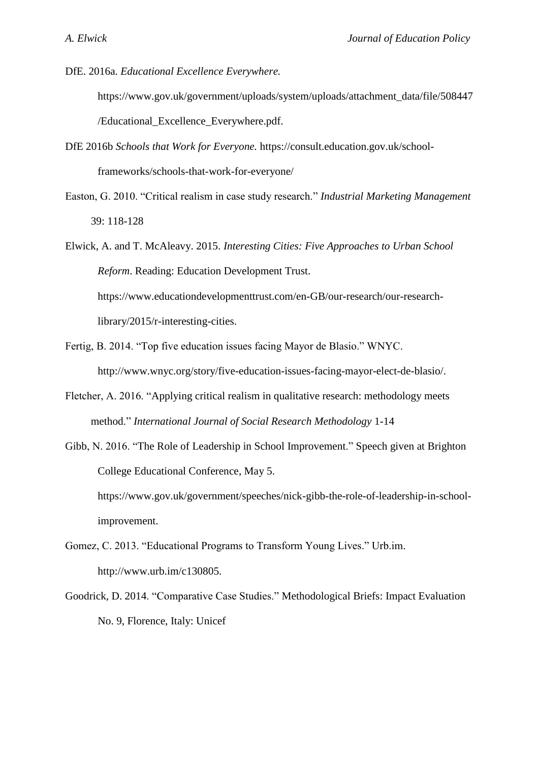DfE. 2016a. *Educational Excellence Everywhere.* https://www.gov.uk/government/uploads/system/uploads/attachment_data/file/508447/Educational_Excellence_Everywhere.pdf.

DfE 2016b *Schools that Work for Everyone.* https://consult.education.gov.uk/school-frameworks/schools-that-work-for-everyone/

Easton, G. 2010. "Critical realism in case study research." *Industrial Marketing Management* 39: 118-128

Elwick, A. and T. McAleavy. 2015. *Interesting Cities: Five Approaches to Urban School Reform*. Reading: Education Development Trust. https://www.educationdevelopmenttrust.com/en-GB/our-research/our-research-library/2015/r-interesting-cities.

Fertig, B. 2014. "Top five education issues facing Mayor de Blasio." WNYC. http://www.wnyc.org/story/five-education-issues-facing-mayor-elect-de-blasio/.

Fletcher, A. 2016. "Applying critical realism in qualitative research: methodology meets method." *International Journal of Social Research Methodology* 1-14

Gibb, N. 2016. "The Role of Leadership in School Improvement." Speech given at Brighton College Educational Conference, May 5. https://www.gov.uk/government/speeches/nick-gibb-the-role-of-leadership-in-school-improvement.

Gomez, C. 2013. "Educational Programs to Transform Young Lives." Urb.im. http://www.urb.im/c130805.

Goodrick, D. 2014. "Comparative Case Studies." Methodological Briefs: Impact Evaluation No. 9, Florence, Italy: Unicef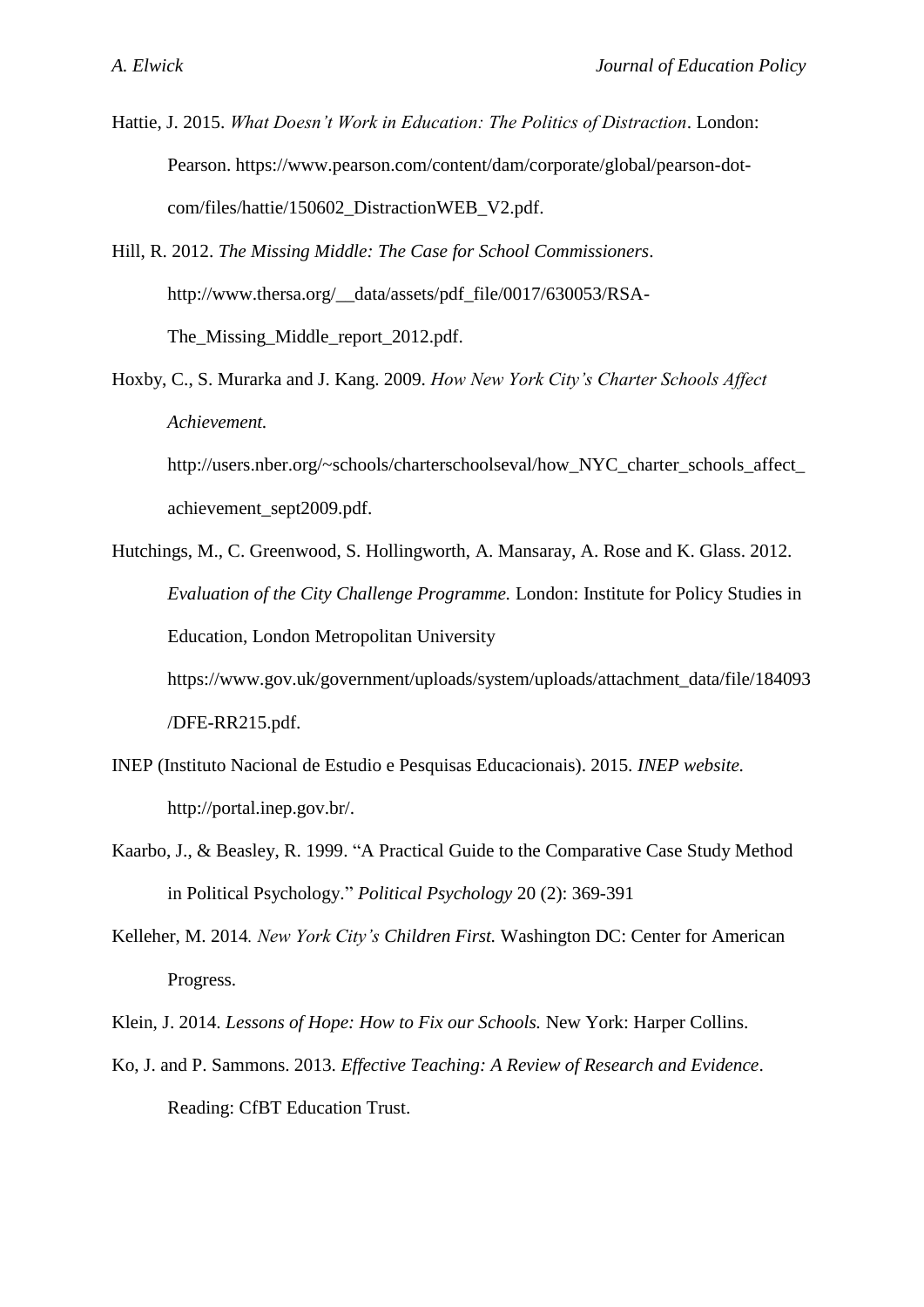Hattie, J. 2015. *What Doesn't Work in Education: The Politics of Distraction*. London: Pearson. https://www.pearson.com/content/dam/corporate/global/pearson-dot-com/files/hattie/150602_DistractionWEB_V2.pdf.

Hill, R. 2012. *The Missing Middle: The Case for School Commissioners*. http://www.thersa.org/__data/assets/pdf_file/0017/630053/RSA-The_Missing_Middle_report_2012.pdf.

Hoxby, C., S. Murarka and J. Kang. 2009. *How New York City's Charter Schools Affect Achievement.* http://users.nber.org/~schools/charterschoolseval/how_NYC_charter_schools_affect_achievement_sept2009.pdf.

Hutchings, M., C. Greenwood, S. Hollingworth, A. Mansaray, A. Rose and K. Glass. 2012. *Evaluation of the City Challenge Programme.* London: Institute for Policy Studies in Education, London Metropolitan University https://www.gov.uk/government/uploads/system/uploads/attachment_data/file/184093/DFE-RR215.pdf.

INEP (Instituto Nacional de Estudio e Pesquisas Educacionais). 2015. *INEP website.* http://portal.inep.gov.br/.

Kaarbo, J., & Beasley, R. 1999. "A Practical Guide to the Comparative Case Study Method in Political Psychology." *Political Psychology* 20 (2): 369-391

Kelleher, M. 2014*. New York City's Children First.* Washington DC: Center for American Progress.

Klein, J. 2014. *Lessons of Hope: How to Fix our Schools.* New York: Harper Collins.

Ko, J. and P. Sammons. 2013. *Effective Teaching: A Review of Research and Evidence*. Reading: CfBT Education Trust.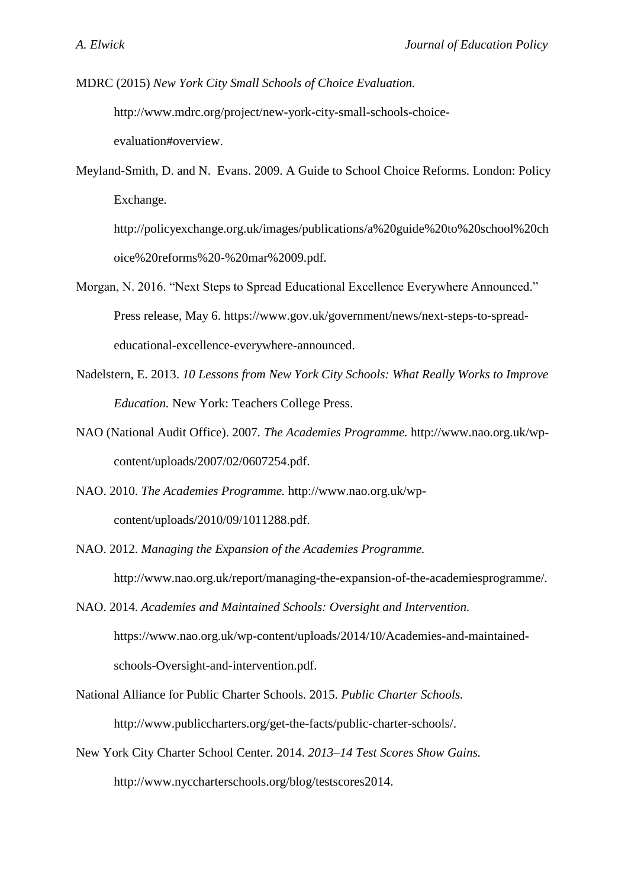MDRC (2015) *New York City Small Schools of Choice Evaluation.* http://www.mdrc.org/project/new-york-city-small-schools-choice-evaluation#overview.

Meyland-Smith, D. and N. Evans. 2009. A Guide to School Choice Reforms. London: Policy Exchange. http://policyexchange.org.uk/images/publications/a%20guide%20to%20school%20choice%20reforms%20-%20mar%2009.pdf.

Morgan, N. 2016. "Next Steps to Spread Educational Excellence Everywhere Announced." Press release, May 6. https://www.gov.uk/government/news/next-steps-to-spread-educational-excellence-everywhere-announced.

Nadelstern, E. 2013. *10 Lessons from New York City Schools: What Really Works to Improve Education.* New York: Teachers College Press.

NAO (National Audit Office). 2007. *The Academies Programme.* http://www.nao.org.uk/wp-content/uploads/2007/02/0607254.pdf.

NAO. 2010. *The Academies Programme.* http://www.nao.org.uk/wp-content/uploads/2010/09/1011288.pdf.

NAO. 2012. *Managing the Expansion of the Academies Programme.* http://www.nao.org.uk/report/managing-the-expansion-of-the-academiesprogramme/.

NAO. 2014. *Academies and Maintained Schools: Oversight and Intervention.* https://www.nao.org.uk/wp-content/uploads/2014/10/Academies-and-maintained-schools-Oversight-and-intervention.pdf.

National Alliance for Public Charter Schools. 2015. *Public Charter Schools.* http://www.publiccharters.org/get-the-facts/public-charter-schools/.

New York City Charter School Center. 2014. *2013–14 Test Scores Show Gains.* http://www.nyccharterschools.org/blog/testscores2014.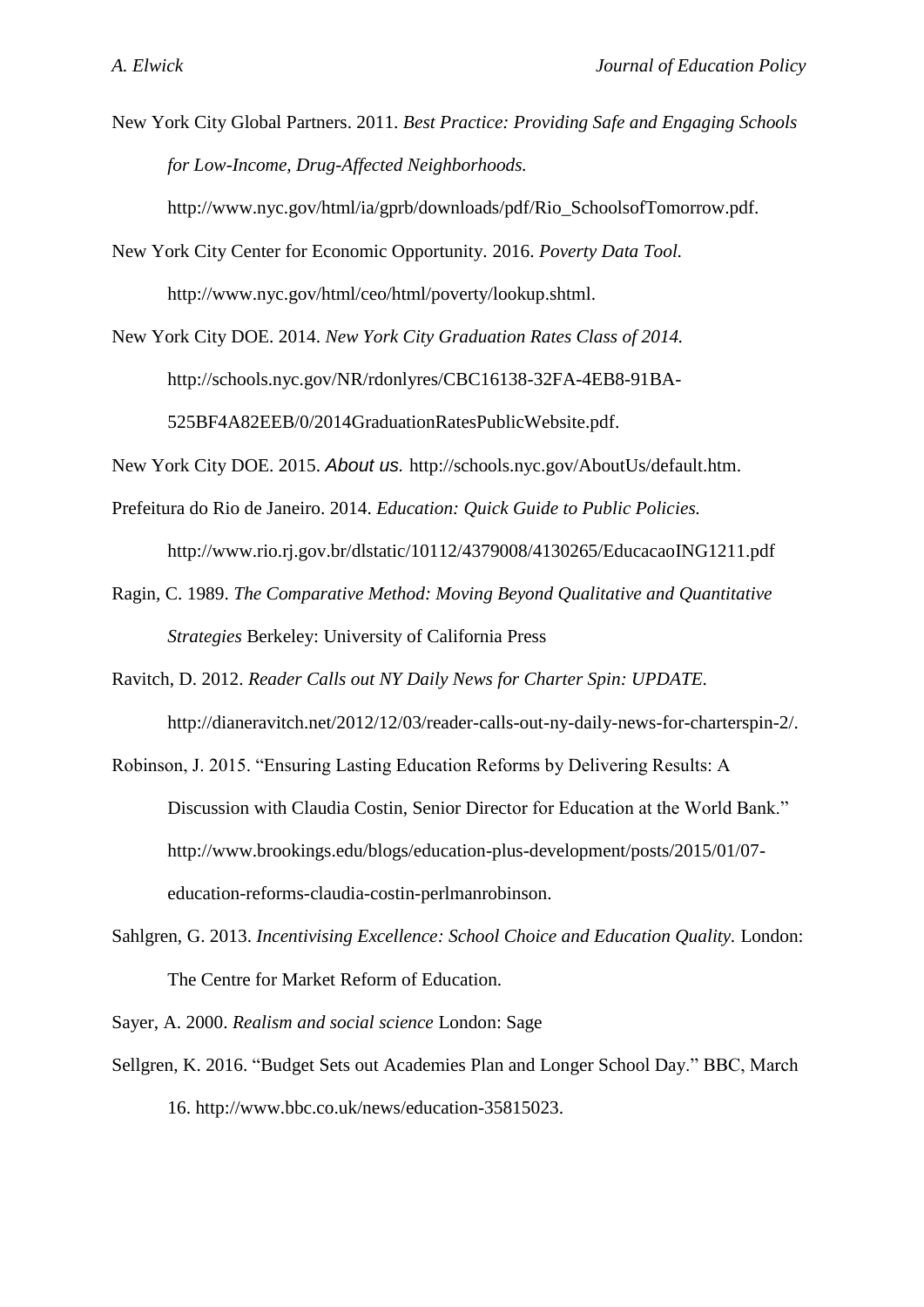New York City Global Partners. 2011. *Best Practice: Providing Safe and Engaging Schools for Low-Income, Drug-Affected Neighborhoods.* http://www.nyc.gov/html/ia/gprb/downloads/pdf/Rio_SchoolsofTomorrow.pdf.

New York City Center for Economic Opportunity. 2016. *Poverty Data Tool.* http://www.nyc.gov/html/ceo/html/poverty/lookup.shtml.

New York City DOE. 2014. *New York City Graduation Rates Class of 2014.* http://schools.nyc.gov/NR/rdonlyres/CBC16138-32FA-4EB8-91BA-525BF4A82EEB/0/2014GraduationRatesPublicWebsite.pdf.

New York City DOE. 2015. *About us.* http://schools.nyc.gov/AboutUs/default.htm.

Prefeitura do Rio de Janeiro. 2014. *Education: Quick Guide to Public Policies.* http://www.rio.rj.gov.br/dlstatic/10112/4379008/4130265/EducacaoING1211.pdf

Ragin, C. 1989. *The Comparative Method: Moving Beyond Qualitative and Quantitative Strategies* Berkeley: University of California Press

Ravitch, D. 2012. *Reader Calls out NY Daily News for Charter Spin: UPDATE.* http://dianeravitch.net/2012/12/03/reader-calls-out-ny-daily-news-for-charterspin-2/.

Robinson, J. 2015. "Ensuring Lasting Education Reforms by Delivering Results: A Discussion with Claudia Costin, Senior Director for Education at the World Bank." http://www.brookings.edu/blogs/education-plus-development/posts/2015/01/07-education-reforms-claudia-costin-perlmanrobinson.

Sahlgren, G. 2013. *Incentivising Excellence: School Choice and Education Quality.* London: The Centre for Market Reform of Education.

Sayer, A. 2000. *Realism and social science* London: Sage

Sellgren, K. 2016. "Budget Sets out Academies Plan and Longer School Day." BBC, March 16. http://www.bbc.co.uk/news/education-35815023.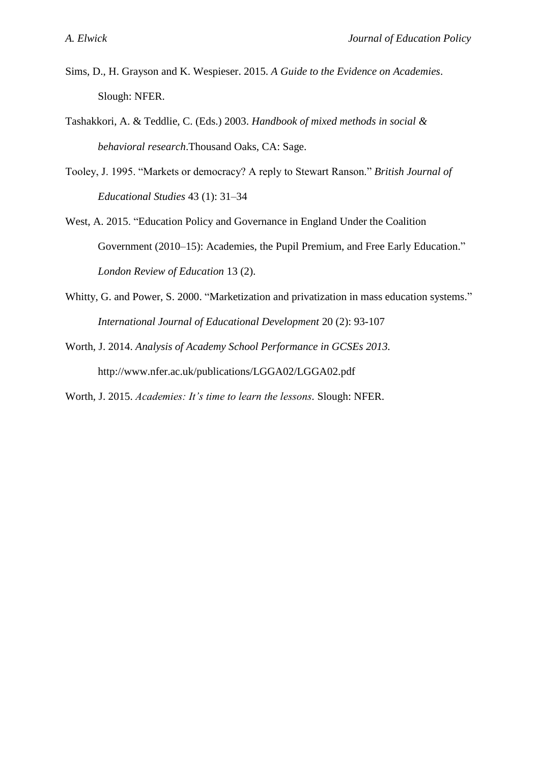Sims, D., H. Grayson and K. Wespieser. 2015. *A Guide to the Evidence on Academies*. Slough: NFER.

Tashakkori, A. & Teddlie, C. (Eds.) 2003. *Handbook of mixed methods in social & behavioral research*.Thousand Oaks, CA: Sage.

Tooley, J. 1995. "Markets or democracy? A reply to Stewart Ranson." *British Journal of Educational Studies* 43 (1): 31–34

West, A. 2015. "Education Policy and Governance in England Under the Coalition Government (2010–15): Academies, the Pupil Premium, and Free Early Education." *London Review of Education* 13 (2).

Whitty, G. and Power, S. 2000. "Marketization and privatization in mass education systems." *International Journal of Educational Development* 20 (2): 93-107

Worth, J. 2014. *Analysis of Academy School Performance in GCSEs 2013*. http://www.nfer.ac.uk/publications/LGGA02/LGGA02.pdf

Worth, J. 2015. *Academies: It's time to learn the lessons*. Slough: NFER.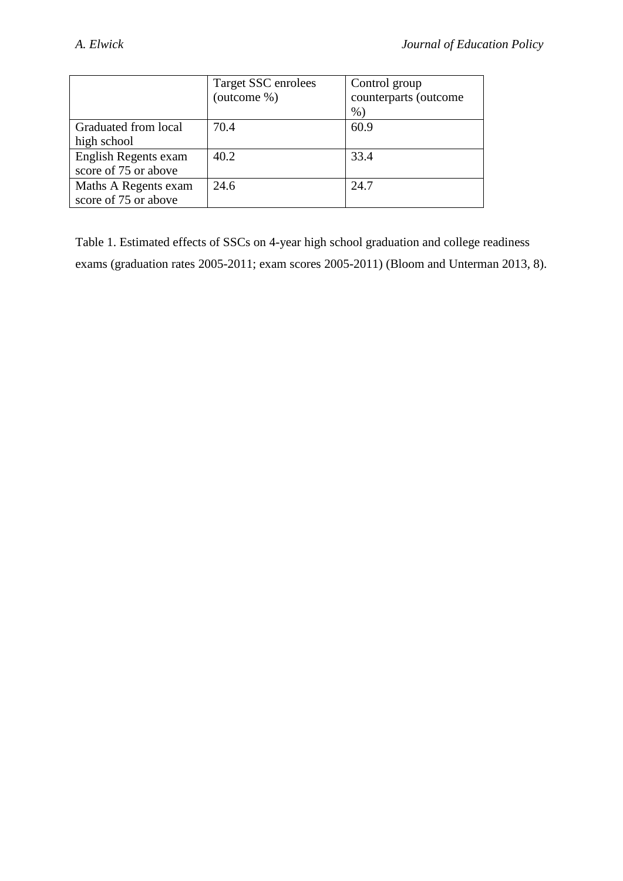| | Target SSC enrolees (outcome %) | Control group counterparts (outcome %) |
|---|---|---|
| Graduated from local high school | 70.4 | 60.9 |
| English Regents exam score of 75 or above | 40.2 | 33.4 |
| Maths A Regents exam score of 75 or above | 24.6 | 24.7 |

Table 1. Estimated effects of SSCs on 4-year high school graduation and college readiness exams (graduation rates 2005-2011; exam scores 2005-2011) (Bloom and Unterman 2013, 8).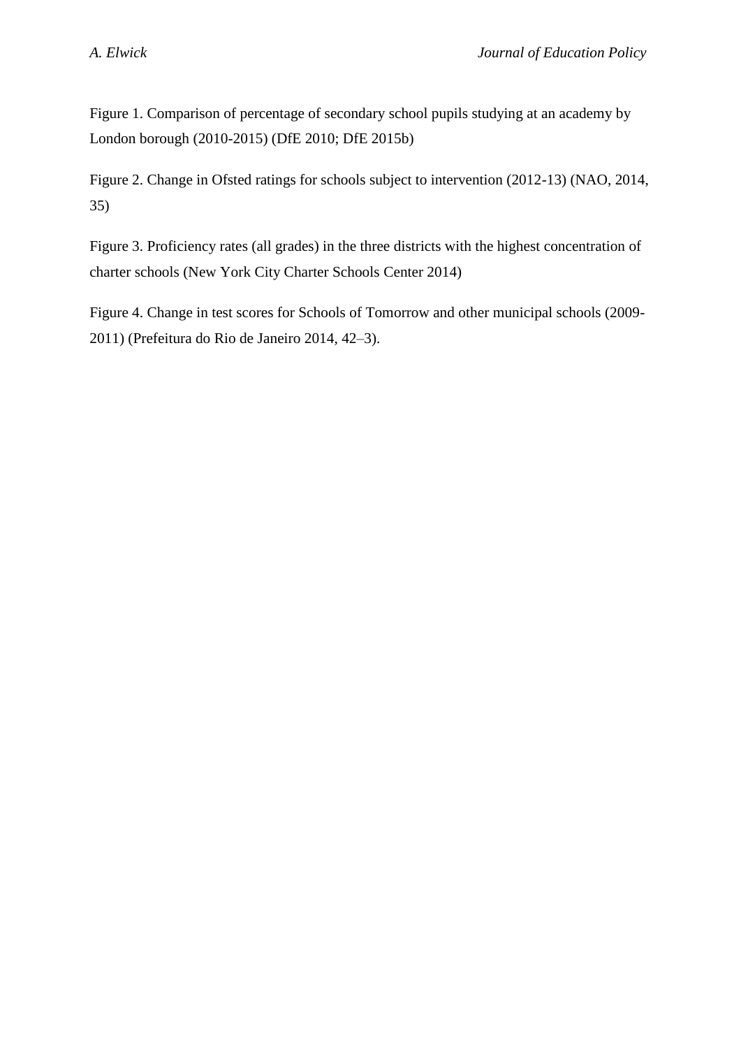Figure 1. Comparison of percentage of secondary school pupils studying at an academy by London borough (2010-2015) (DfE 2010; DfE 2015b)

Figure 2. Change in Ofsted ratings for schools subject to intervention (2012-13) (NAO, 2014, 35)

Figure 3. Proficiency rates (all grades) in the three districts with the highest concentration of charter schools (New York City Charter Schools Center 2014)

Figure 4. Change in test scores for Schools of Tomorrow and other municipal schools (2009-2011) (Prefeitura do Rio de Janeiro 2014, 42–3).